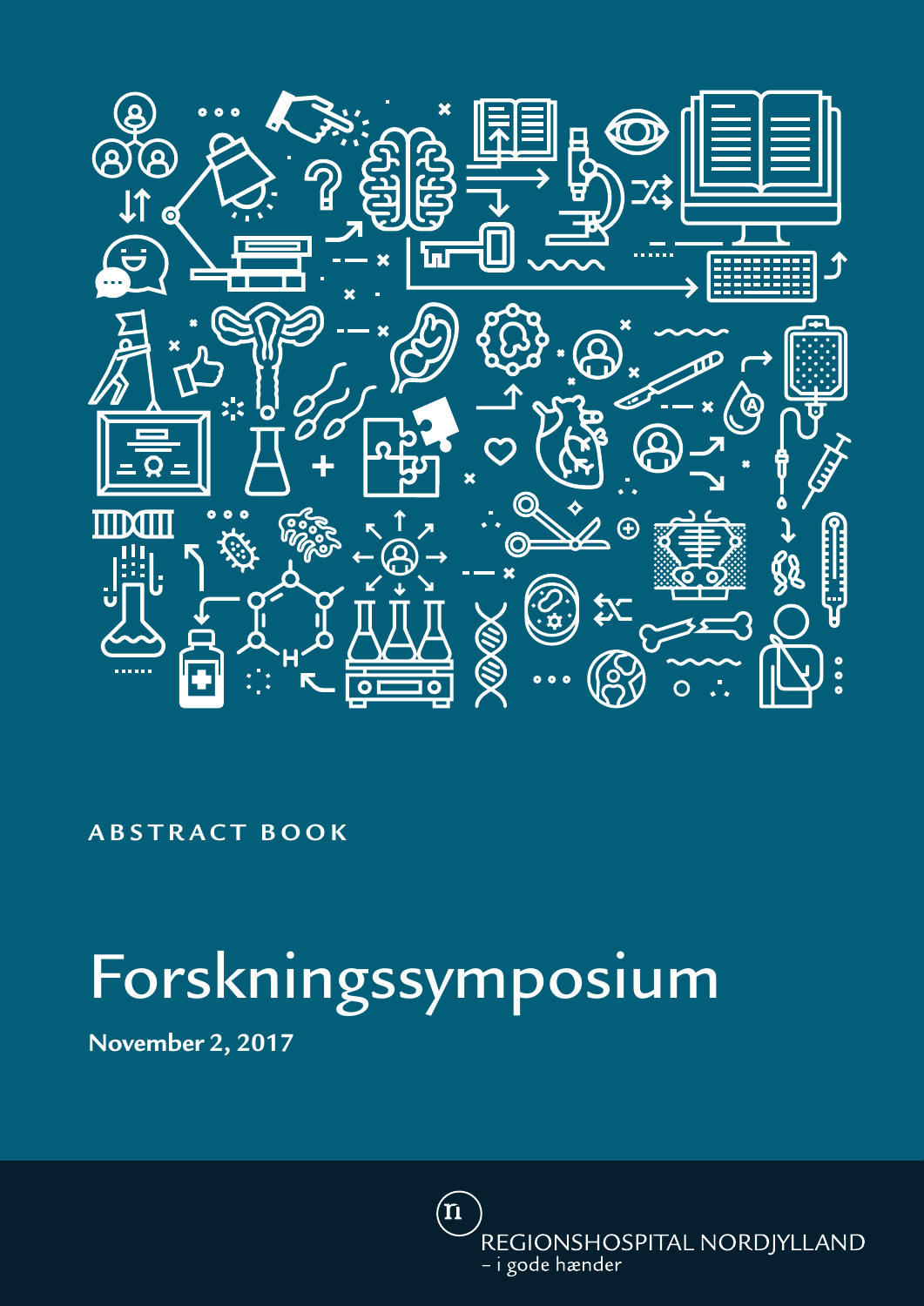ABSTRACT BOOK

# Forskningssymposium

**November 2, 2017**

REGIONSHOSPITAL NORDJYLLAND
– i gode hænder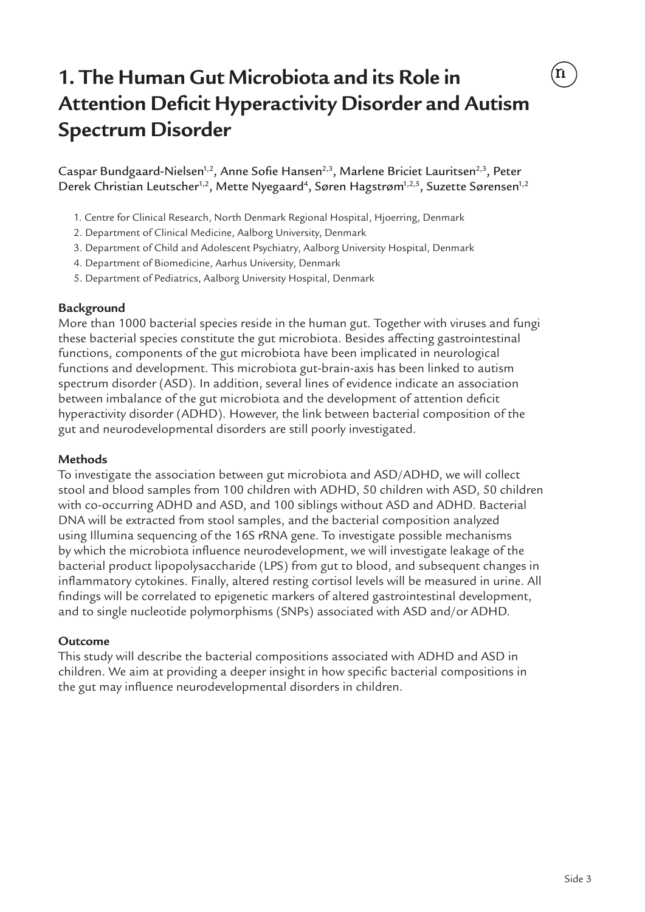# 1. The Human Gut Microbiota and its Role in Attention Deficit Hyperactivity Disorder and Autism Spectrum Disorder

Caspar Bundgaard-Nielsen[1,2], Anne Sofie Hansen[2,3], Marlene Briciet Lauritsen[2,3], Peter Derek Christian Leutscher[1,2], Mette Nyegaard[4], Søren Hagstrøm[1,2,5], Suzette Sørensen[1,2]

1. Centre for Clinical Research, North Denmark Regional Hospital, Hjoerring, Denmark
2. Department of Clinical Medicine, Aalborg University, Denmark
3. Department of Child and Adolescent Psychiatry, Aalborg University Hospital, Denmark
4. Department of Biomedicine, Aarhus University, Denmark
5. Department of Pediatrics, Aalborg University Hospital, Denmark

**Background**

More than 1000 bacterial species reside in the human gut. Together with viruses and fungi these bacterial species constitute the gut microbiota. Besides affecting gastrointestinal functions, components of the gut microbiota have been implicated in neurological functions and development. This microbiota gut-brain-axis has been linked to autism spectrum disorder (ASD). In addition, several lines of evidence indicate an association between imbalance of the gut microbiota and the development of attention deficit hyperactivity disorder (ADHD). However, the link between bacterial composition of the gut and neurodevelopmental disorders are still poorly investigated.

**Methods**

To investigate the association between gut microbiota and ASD/ADHD, we will collect stool and blood samples from 100 children with ADHD, 50 children with ASD, 50 children with co-occurring ADHD and ASD, and 100 siblings without ASD and ADHD. Bacterial DNA will be extracted from stool samples, and the bacterial composition analyzed using Illumina sequencing of the 16S rRNA gene. To investigate possible mechanisms by which the microbiota influence neurodevelopment, we will investigate leakage of the bacterial product lipopolysaccharide (LPS) from gut to blood, and subsequent changes in inflammatory cytokines. Finally, altered resting cortisol levels will be measured in urine. All findings will be correlated to epigenetic markers of altered gastrointestinal development, and to single nucleotide polymorphisms (SNPs) associated with ASD and/or ADHD.

**Outcome**

This study will describe the bacterial compositions associated with ADHD and ASD in children. We aim at providing a deeper insight in how specific bacterial compositions in the gut may influence neurodevelopmental disorders in children.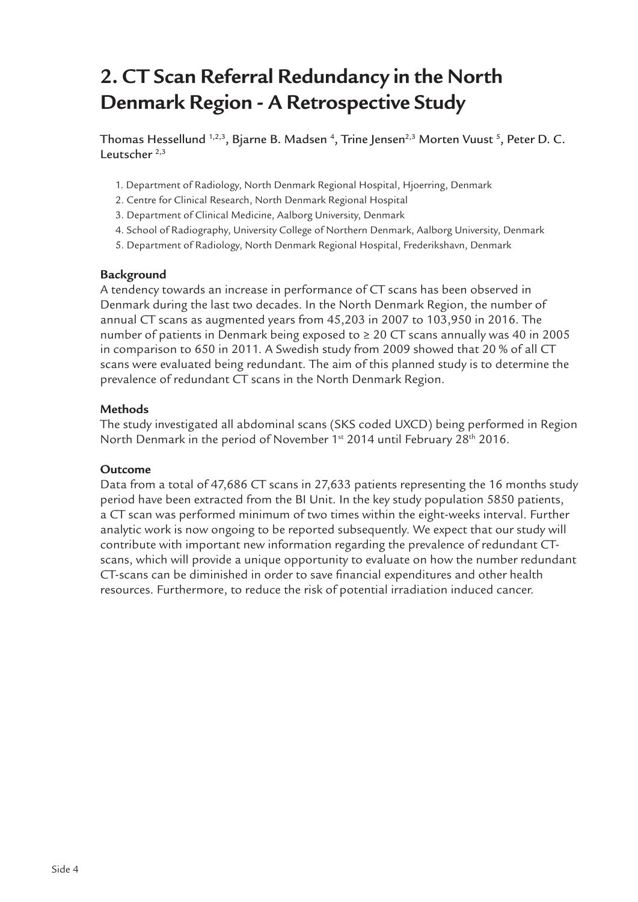# 2. CT Scan Referral Redundancy in the North Denmark Region - A Retrospective Study

Thomas Hessellund [1,2,3], Bjarne B. Madsen [4], Trine Jensen[2,3] Morten Vuust [5], Peter D. C. Leutscher [2,3]

1. Department of Radiology, North Denmark Regional Hospital, Hjoerring, Denmark
2. Centre for Clinical Research, North Denmark Regional Hospital
3. Department of Clinical Medicine, Aalborg University, Denmark
4. School of Radiography, University College of Northern Denmark, Aalborg University, Denmark
5. Department of Radiology, North Denmark Regional Hospital, Frederikshavn, Denmark

**Background**

A tendency towards an increase in performance of CT scans has been observed in Denmark during the last two decades. In the North Denmark Region, the number of annual CT scans as augmented years from 45,203 in 2007 to 103,950 in 2016. The number of patients in Denmark being exposed to ≥ 20 CT scans annually was 40 in 2005 in comparison to 650 in 2011. A Swedish study from 2009 showed that 20 % of all CT scans were evaluated being redundant. The aim of this planned study is to determine the prevalence of redundant CT scans in the North Denmark Region.

**Methods**

The study investigated all abdominal scans (SKS coded UXCD) being performed in Region North Denmark in the period of November 1st 2014 until February 28th 2016.

**Outcome**

Data from a total of 47,686 CT scans in 27,633 patients representing the 16 months study period have been extracted from the BI Unit. In the key study population 5850 patients, a CT scan was performed minimum of two times within the eight-weeks interval. Further analytic work is now ongoing to be reported subsequently. We expect that our study will contribute with important new information regarding the prevalence of redundant CT-scans, which will provide a unique opportunity to evaluate on how the number redundant CT-scans can be diminished in order to save financial expenditures and other health resources. Furthermore, to reduce the risk of potential irradiation induced cancer.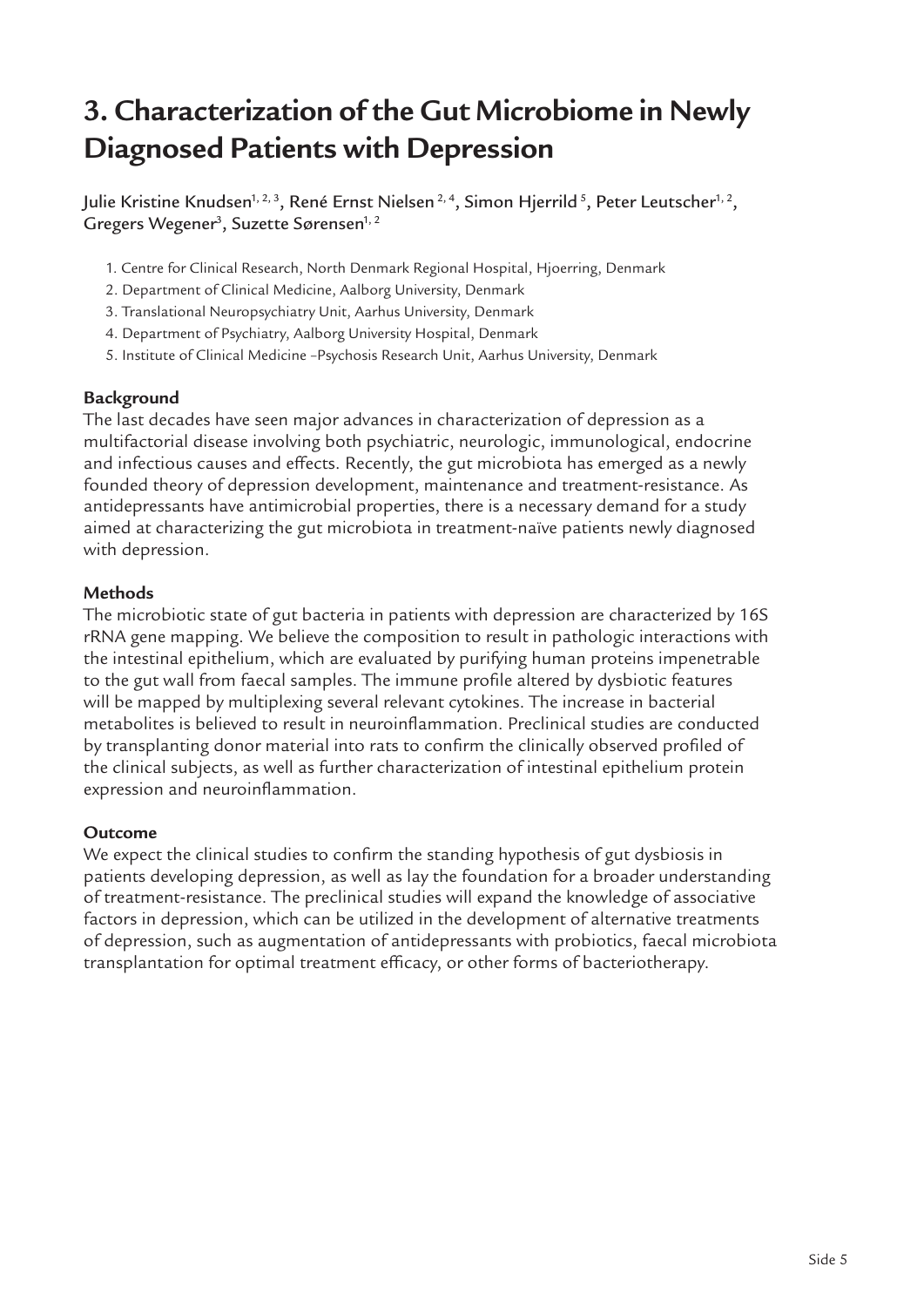# 3. Characterization of the Gut Microbiome in Newly Diagnosed Patients with Depression

Julie Kristine Knudsen[1, 2, 3], René Ernst Nielsen[2, 4], Simon Hjerrild[5], Peter Leutscher[1, 2], Gregers Wegener[3], Suzette Sørensen[1, 2]

1. Centre for Clinical Research, North Denmark Regional Hospital, Hjoerring, Denmark
2. Department of Clinical Medicine, Aalborg University, Denmark
3. Translational Neuropsychiatry Unit, Aarhus University, Denmark
4. Department of Psychiatry, Aalborg University Hospital, Denmark
5. Institute of Clinical Medicine –Psychosis Research Unit, Aarhus University, Denmark

**Background**

The last decades have seen major advances in characterization of depression as a multifactorial disease involving both psychiatric, neurologic, immunological, endocrine and infectious causes and effects. Recently, the gut microbiota has emerged as a newly founded theory of depression development, maintenance and treatment-resistance. As antidepressants have antimicrobial properties, there is a necessary demand for a study aimed at characterizing the gut microbiota in treatment-naïve patients newly diagnosed with depression.

**Methods**

The microbiotic state of gut bacteria in patients with depression are characterized by 16S rRNA gene mapping. We believe the composition to result in pathologic interactions with the intestinal epithelium, which are evaluated by purifying human proteins impenetrable to the gut wall from faecal samples. The immune profile altered by dysbiotic features will be mapped by multiplexing several relevant cytokines. The increase in bacterial metabolites is believed to result in neuroinflammation. Preclinical studies are conducted by transplanting donor material into rats to confirm the clinically observed profiled of the clinical subjects, as well as further characterization of intestinal epithelium protein expression and neuroinflammation.

**Outcome**

We expect the clinical studies to confirm the standing hypothesis of gut dysbiosis in patients developing depression, as well as lay the foundation for a broader understanding of treatment-resistance. The preclinical studies will expand the knowledge of associative factors in depression, which can be utilized in the development of alternative treatments of depression, such as augmentation of antidepressants with probiotics, faecal microbiota transplantation for optimal treatment efficacy, or other forms of bacteriotherapy.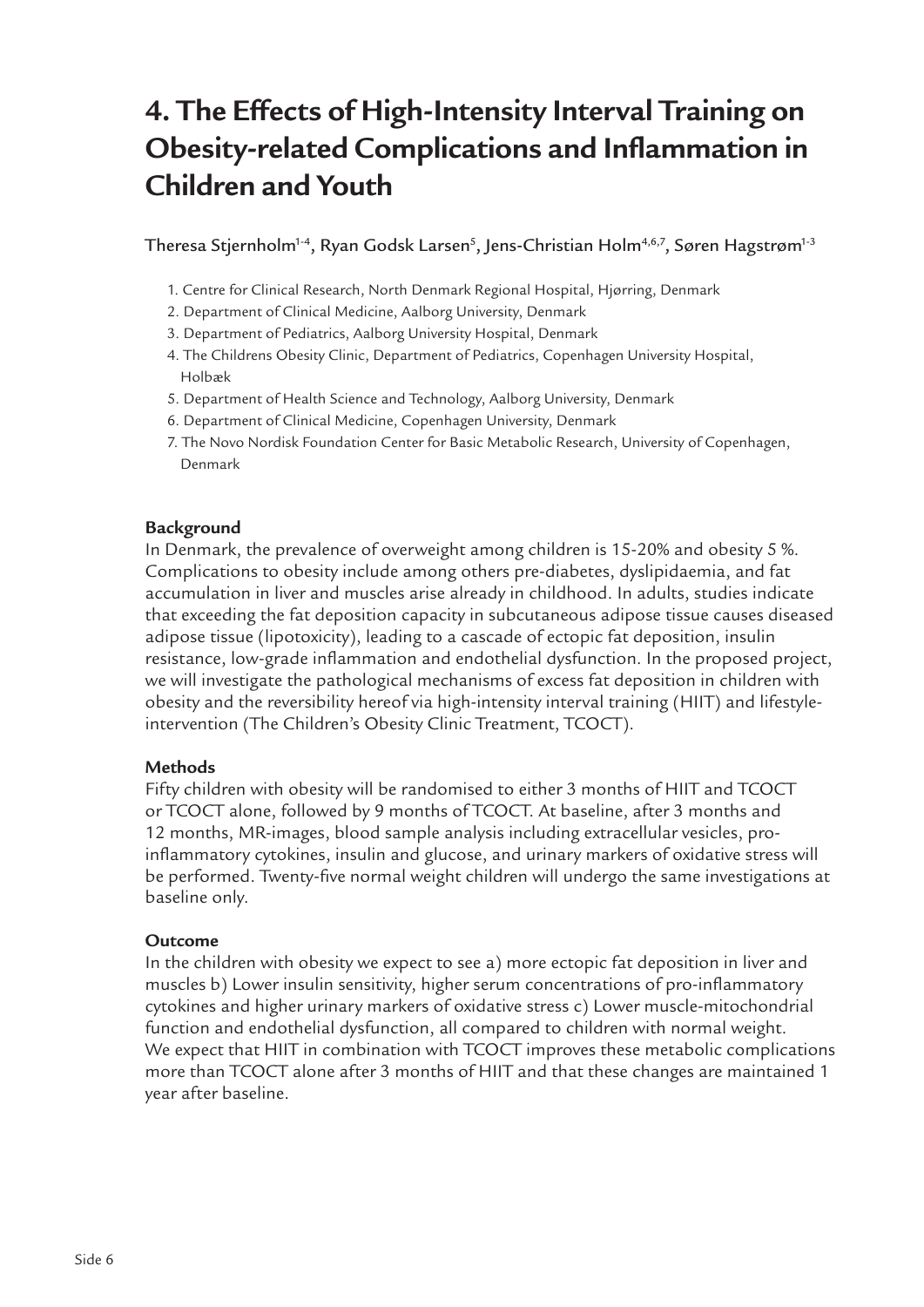# 4. The Effects of High-Intensity Interval Training on Obesity-related Complications and Inflammation in Children and Youth

Theresa Stjernholm[1-4], Ryan Godsk Larsen[5], Jens-Christian Holm[4,6,7], Søren Hagstrøm[1-3]

1. Centre for Clinical Research, North Denmark Regional Hospital, Hjørring, Denmark
2. Department of Clinical Medicine, Aalborg University, Denmark
3. Department of Pediatrics, Aalborg University Hospital, Denmark
4. The Childrens Obesity Clinic, Department of Pediatrics, Copenhagen University Hospital, Holbæk
5. Department of Health Science and Technology, Aalborg University, Denmark
6. Department of Clinical Medicine, Copenhagen University, Denmark
7. The Novo Nordisk Foundation Center for Basic Metabolic Research, University of Copenhagen, Denmark

**Background**

In Denmark, the prevalence of overweight among children is 15-20% and obesity 5 %. Complications to obesity include among others pre-diabetes, dyslipidaemia, and fat accumulation in liver and muscles arise already in childhood. In adults, studies indicate that exceeding the fat deposition capacity in subcutaneous adipose tissue causes diseased adipose tissue (lipotoxicity), leading to a cascade of ectopic fat deposition, insulin resistance, low-grade inflammation and endothelial dysfunction. In the proposed project, we will investigate the pathological mechanisms of excess fat deposition in children with obesity and the reversibility hereof via high-intensity interval training (HIIT) and lifestyle-intervention (The Children's Obesity Clinic Treatment, TCOCT).

**Methods**

Fifty children with obesity will be randomised to either 3 months of HIIT and TCOCT or TCOCT alone, followed by 9 months of TCOCT. At baseline, after 3 months and 12 months, MR-images, blood sample analysis including extracellular vesicles, pro-inflammatory cytokines, insulin and glucose, and urinary markers of oxidative stress will be performed. Twenty-five normal weight children will undergo the same investigations at baseline only.

**Outcome**

In the children with obesity we expect to see a) more ectopic fat deposition in liver and muscles b) Lower insulin sensitivity, higher serum concentrations of pro-inflammatory cytokines and higher urinary markers of oxidative stress c) Lower muscle-mitochondrial function and endothelial dysfunction, all compared to children with normal weight. We expect that HIIT in combination with TCOCT improves these metabolic complications more than TCOCT alone after 3 months of HIIT and that these changes are maintained 1 year after baseline.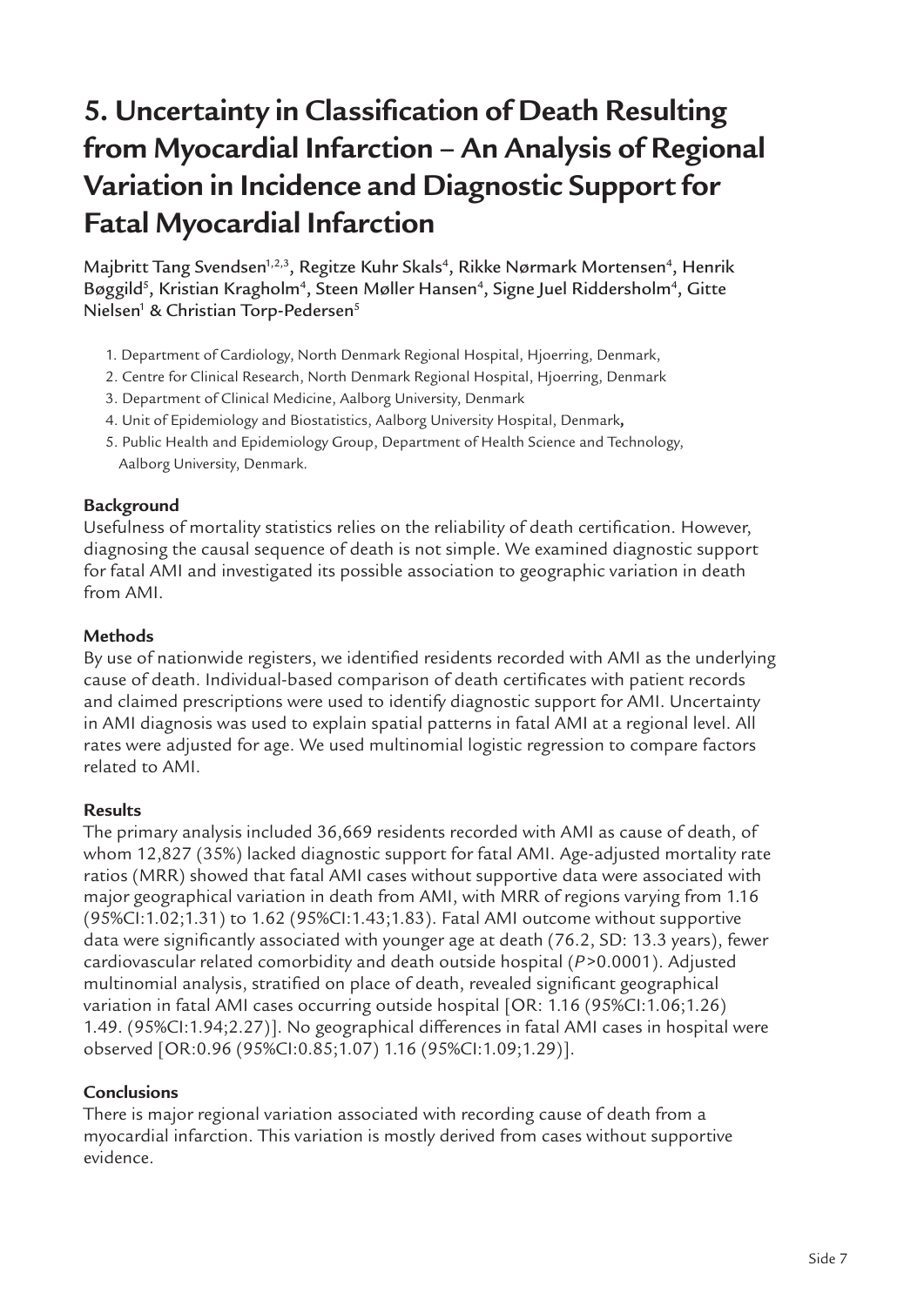# 5. Uncertainty in Classification of Death Resulting from Myocardial Infarction – An Analysis of Regional Variation in Incidence and Diagnostic Support for Fatal Myocardial Infarction

Majbritt Tang Svendsen[1,2,3], Regitze Kuhr Skals[4], Rikke Nørmark Mortensen[4], Henrik Bøggild[5], Kristian Kragholm[4], Steen Møller Hansen[4], Signe Juel Riddersholm[4], Gitte Nielsen[1] & Christian Torp-Pedersen[5]

1. Department of Cardiology, North Denmark Regional Hospital, Hjoerring, Denmark,
2. Centre for Clinical Research, North Denmark Regional Hospital, Hjoerring, Denmark
3. Department of Clinical Medicine, Aalborg University, Denmark
4. Unit of Epidemiology and Biostatistics, Aalborg University Hospital, Denmark,
5. Public Health and Epidemiology Group, Department of Health Science and Technology, Aalborg University, Denmark.

**Background**

Usefulness of mortality statistics relies on the reliability of death certification. However, diagnosing the causal sequence of death is not simple. We examined diagnostic support for fatal AMI and investigated its possible association to geographic variation in death from AMI.

**Methods**

By use of nationwide registers, we identified residents recorded with AMI as the underlying cause of death. Individual-based comparison of death certificates with patient records and claimed prescriptions were used to identify diagnostic support for AMI. Uncertainty in AMI diagnosis was used to explain spatial patterns in fatal AMI at a regional level. All rates were adjusted for age. We used multinomial logistic regression to compare factors related to AMI.

**Results**

The primary analysis included 36,669 residents recorded with AMI as cause of death, of whom 12,827 (35%) lacked diagnostic support for fatal AMI. Age-adjusted mortality rate ratios (MRR) showed that fatal AMI cases without supportive data were associated with major geographical variation in death from AMI, with MRR of regions varying from 1.16 (95%CI:1.02;1.31) to 1.62 (95%CI:1.43;1.83). Fatal AMI outcome without supportive data were significantly associated with younger age at death (76.2, SD: 13.3 years), fewer cardiovascular related comorbidity and death outside hospital ($P>0.0001$). Adjusted multinomial analysis, stratified on place of death, revealed significant geographical variation in fatal AMI cases occurring outside hospital [OR: 1.16 (95%CI:1.06;1.26) 1.49. (95%CI:1.94;2.27)]. No geographical differences in fatal AMI cases in hospital were observed [OR:0.96 (95%CI:0.85;1.07) 1.16 (95%CI:1.09;1.29)].

**Conclusions**

There is major regional variation associated with recording cause of death from a myocardial infarction. This variation is mostly derived from cases without supportive evidence.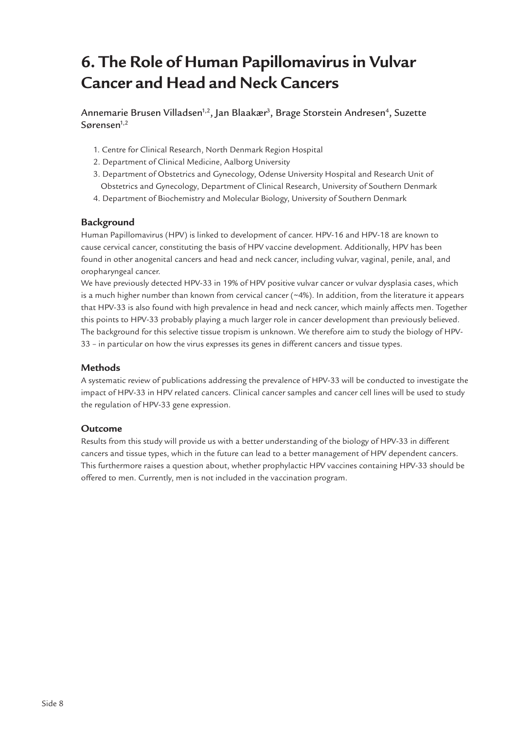# 6. The Role of Human Papillomavirus in Vulvar Cancer and Head and Neck Cancers

Annemarie Brusen Villadsen[1,2], Jan Blaakær[3], Brage Storstein Andresen[4], Suzette Sørensen[1,2]

1. Centre for Clinical Research, North Denmark Region Hospital
2. Department of Clinical Medicine, Aalborg University
3. Department of Obstetrics and Gynecology, Odense University Hospital and Research Unit of Obstetrics and Gynecology, Department of Clinical Research, University of Southern Denmark
4. Department of Biochemistry and Molecular Biology, University of Southern Denmark

### Background

Human Papillomavirus (HPV) is linked to development of cancer. HPV-16 and HPV-18 are known to cause cervical cancer, constituting the basis of HPV vaccine development. Additionally, HPV has been found in other anogenital cancers and head and neck cancer, including vulvar, vaginal, penile, anal, and oropharyngeal cancer.

We have previously detected HPV-33 in 19% of HPV positive vulvar cancer or vulvar dysplasia cases, which is a much higher number than known from cervical cancer (~4%). In addition, from the literature it appears that HPV-33 is also found with high prevalence in head and neck cancer, which mainly affects men. Together this points to HPV-33 probably playing a much larger role in cancer development than previously believed. The background for this selective tissue tropism is unknown. We therefore aim to study the biology of HPV-33 – in particular on how the virus expresses its genes in different cancers and tissue types.

### Methods

A systematic review of publications addressing the prevalence of HPV-33 will be conducted to investigate the impact of HPV-33 in HPV related cancers. Clinical cancer samples and cancer cell lines will be used to study the regulation of HPV-33 gene expression.

### Outcome

Results from this study will provide us with a better understanding of the biology of HPV-33 in different cancers and tissue types, which in the future can lead to a better management of HPV dependent cancers. This furthermore raises a question about, whether prophylactic HPV vaccines containing HPV-33 should be offered to men. Currently, men is not included in the vaccination program.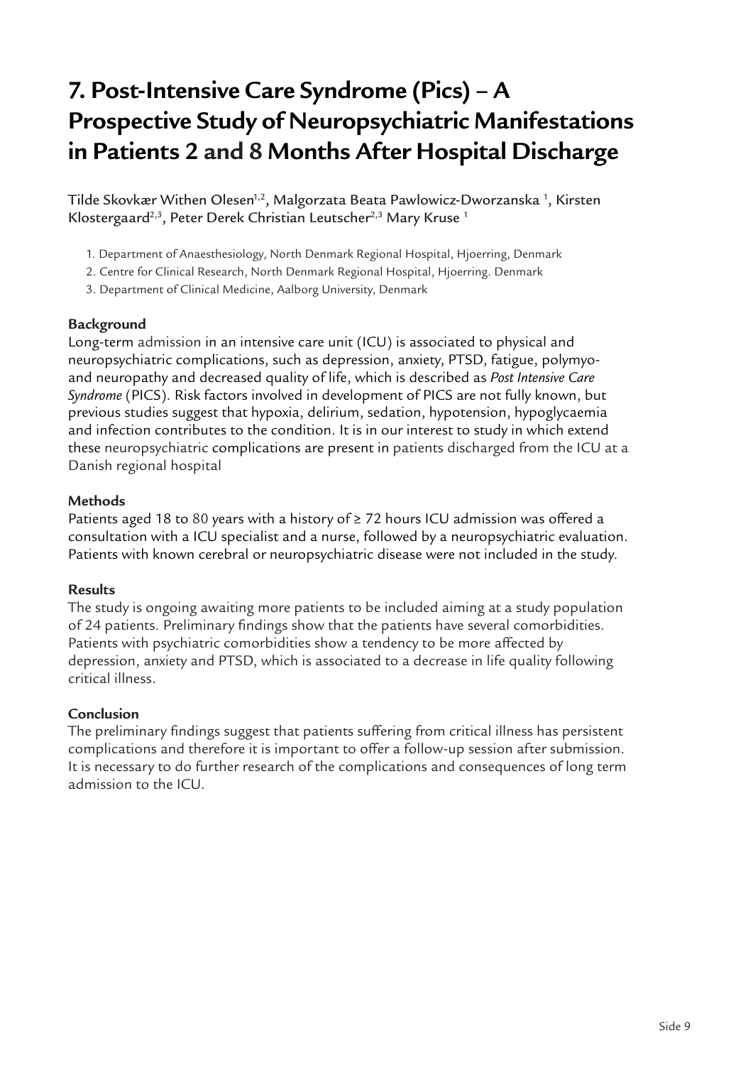# 7. Post-Intensive Care Syndrome (Pics) – A Prospective Study of Neuropsychiatric Manifestations in Patients 2 and 8 Months After Hospital Discharge

Tilde Skovkær Withen Olesen[1,2], Malgorzata Beata Pawlowicz-Dworzanska [1], Kirsten Klostergaard[2,3], Peter Derek Christian Leutscher[2,3] Mary Kruse [1]

1. Department of Anaesthesiology, North Denmark Regional Hospital, Hjoerring, Denmark
2. Centre for Clinical Research, North Denmark Regional Hospital, Hjoerring. Denmark
3. Department of Clinical Medicine, Aalborg University, Denmark

**Background**

Long-term admission in an intensive care unit (ICU) is associated to physical and neuropsychiatric complications, such as depression, anxiety, PTSD, fatigue, polymyo- and neuropathy and decreased quality of life, which is described as *Post Intensive Care Syndrome* (PICS). Risk factors involved in development of PICS are not fully known, but previous studies suggest that hypoxia, delirium, sedation, hypotension, hypoglycaemia and infection contributes to the condition. It is in our interest to study in which extend these neuropsychiatric complications are present in patients discharged from the ICU at a Danish regional hospital

**Methods**

Patients aged 18 to 80 years with a history of ≥ 72 hours ICU admission was offered a consultation with a ICU specialist and a nurse, followed by a neuropsychiatric evaluation. Patients with known cerebral or neuropsychiatric disease were not included in the study.

**Results**

The study is ongoing awaiting more patients to be included aiming at a study population of 24 patients. Preliminary findings show that the patients have several comorbidities. Patients with psychiatric comorbidities show a tendency to be more affected by depression, anxiety and PTSD, which is associated to a decrease in life quality following critical illness.

**Conclusion**

The preliminary findings suggest that patients suffering from critical illness has persistent complications and therefore it is important to offer a follow-up session after submission. It is necessary to do further research of the complications and consequences of long term admission to the ICU.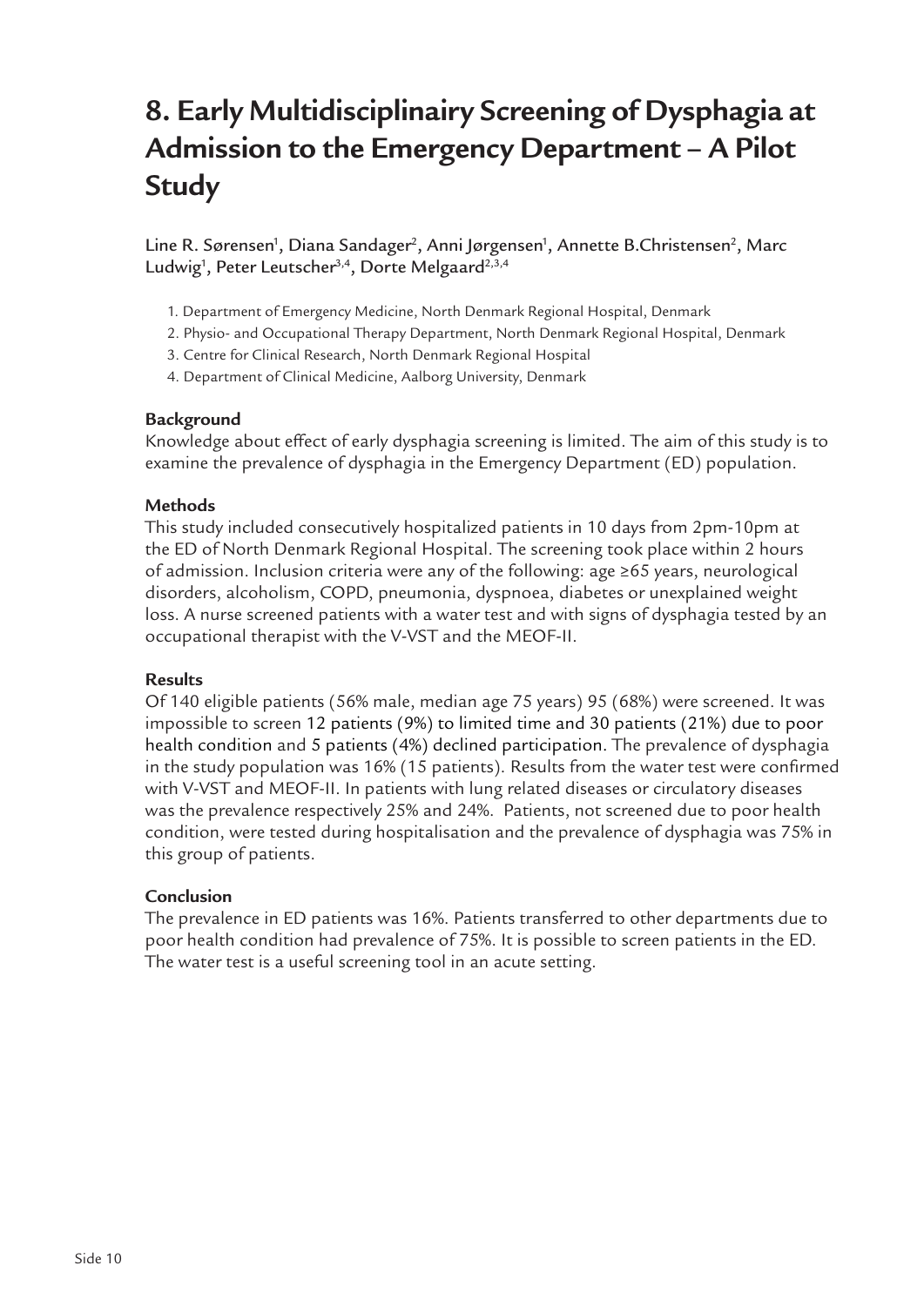# 8. Early Multidisciplinairy Screening of Dysphagia at Admission to the Emergency Department – A Pilot Study

Line R. Sørensen[1], Diana Sandager[2], Anni Jørgensen[1], Annette B.Christensen[2], Marc Ludwig[1], Peter Leutscher[3,4], Dorte Melgaard[2,3,4]

1. Department of Emergency Medicine, North Denmark Regional Hospital, Denmark
2. Physio- and Occupational Therapy Department, North Denmark Regional Hospital, Denmark
3. Centre for Clinical Research, North Denmark Regional Hospital
4. Department of Clinical Medicine, Aalborg University, Denmark

**Background**

Knowledge about effect of early dysphagia screening is limited. The aim of this study is to examine the prevalence of dysphagia in the Emergency Department (ED) population.

**Methods**

This study included consecutively hospitalized patients in 10 days from 2pm-10pm at the ED of North Denmark Regional Hospital. The screening took place within 2 hours of admission. Inclusion criteria were any of the following: age ≥65 years, neurological disorders, alcoholism, COPD, pneumonia, dyspnoea, diabetes or unexplained weight loss. A nurse screened patients with a water test and with signs of dysphagia tested by an occupational therapist with the V-VST and the MEOF-II.

**Results**

Of 140 eligible patients (56% male, median age 75 years) 95 (68%) were screened. It was impossible to screen 12 patients (9%) to limited time and 30 patients (21%) due to poor health condition and 5 patients (4%) declined participation. The prevalence of dysphagia in the study population was 16% (15 patients). Results from the water test were confirmed with V-VST and MEOF-II. In patients with lung related diseases or circulatory diseases was the prevalence respectively 25% and 24%. Patients, not screened due to poor health condition, were tested during hospitalisation and the prevalence of dysphagia was 75% in this group of patients.

**Conclusion**

The prevalence in ED patients was 16%. Patients transferred to other departments due to poor health condition had prevalence of 75%. It is possible to screen patients in the ED. The water test is a useful screening tool in an acute setting.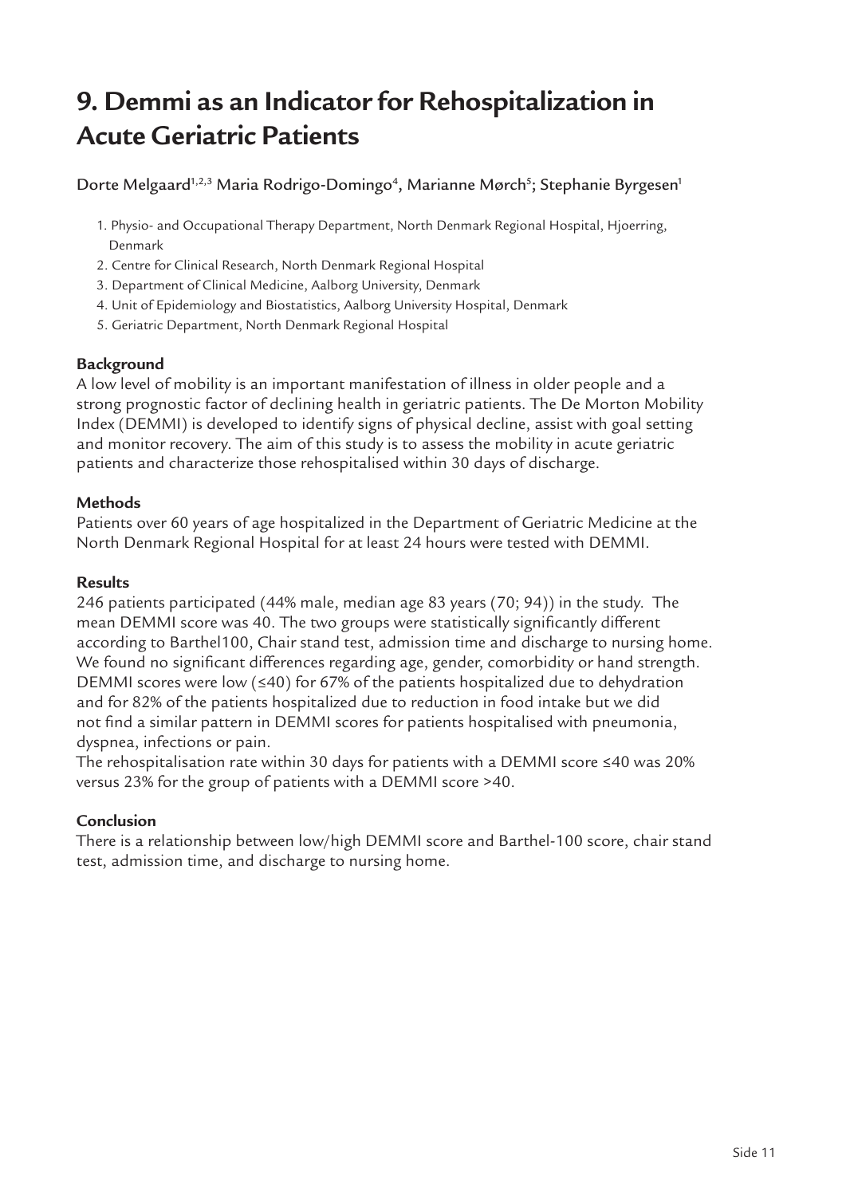# 9. Demmi as an Indicator for Rehospitalization in Acute Geriatric Patients

Dorte Melgaard[1,2,3] Maria Rodrigo-Domingo[4], Marianne Mørch[5]; Stephanie Byrgesen[1]

1. Physio- and Occupational Therapy Department, North Denmark Regional Hospital, Hjoerring, Denmark
2. Centre for Clinical Research, North Denmark Regional Hospital
3. Department of Clinical Medicine, Aalborg University, Denmark
4. Unit of Epidemiology and Biostatistics, Aalborg University Hospital, Denmark
5. Geriatric Department, North Denmark Regional Hospital

**Background**

A low level of mobility is an important manifestation of illness in older people and a strong prognostic factor of declining health in geriatric patients. The De Morton Mobility Index (DEMMI) is developed to identify signs of physical decline, assist with goal setting and monitor recovery. The aim of this study is to assess the mobility in acute geriatric patients and characterize those rehospitalised within 30 days of discharge.

**Methods**

Patients over 60 years of age hospitalized in the Department of Geriatric Medicine at the North Denmark Regional Hospital for at least 24 hours were tested with DEMMI.

**Results**

246 patients participated (44% male, median age 83 years (70; 94)) in the study. The mean DEMMI score was 40. The two groups were statistically significantly different according to Barthel100, Chair stand test, admission time and discharge to nursing home. We found no significant differences regarding age, gender, comorbidity or hand strength. DEMMI scores were low (≤40) for 67% of the patients hospitalized due to dehydration and for 82% of the patients hospitalized due to reduction in food intake but we did not find a similar pattern in DEMMI scores for patients hospitalised with pneumonia, dyspnea, infections or pain.

The rehospitalisation rate within 30 days for patients with a DEMMI score ≤40 was 20% versus 23% for the group of patients with a DEMMI score >40.

**Conclusion**

There is a relationship between low/high DEMMI score and Barthel-100 score, chair stand test, admission time, and discharge to nursing home.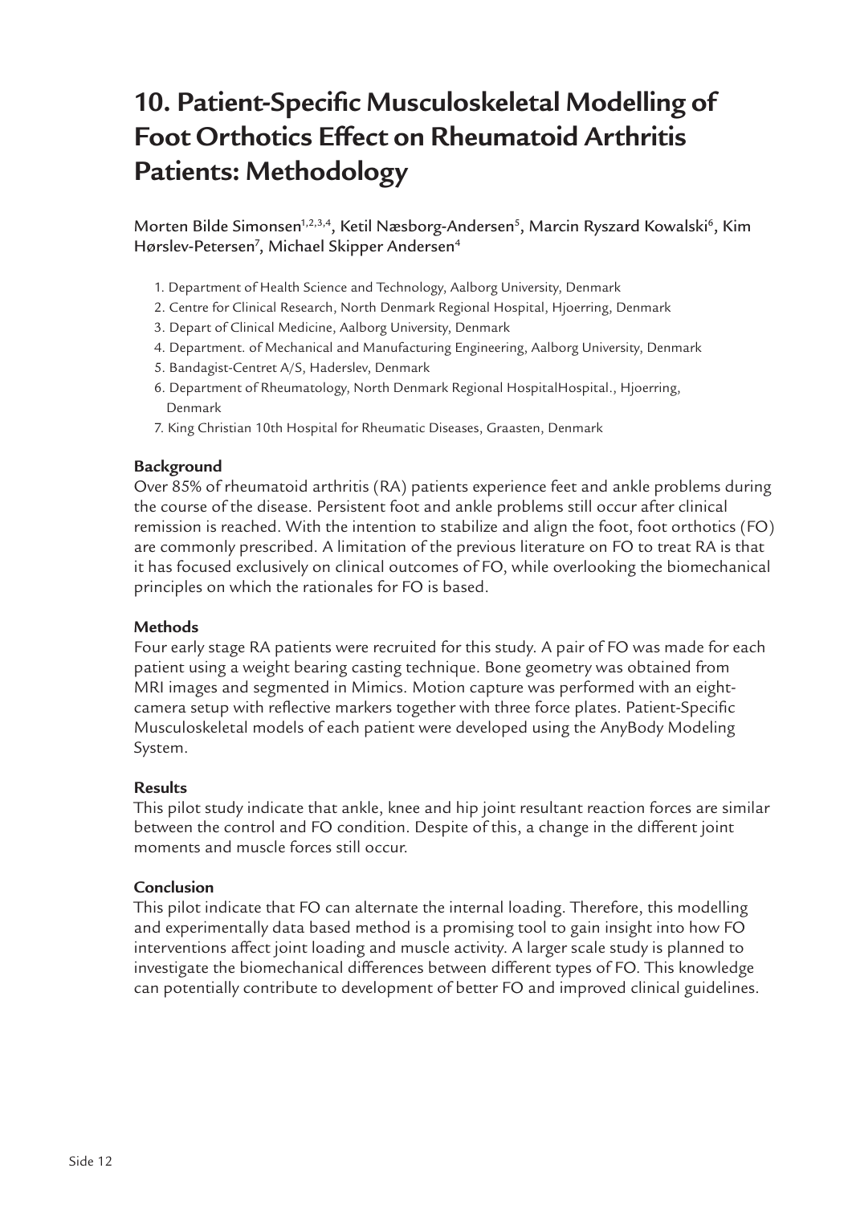# 10. Patient-Specific Musculoskeletal Modelling of Foot Orthotics Effect on Rheumatoid Arthritis Patients: Methodology

Morten Bilde Simonsen[1,2,3,4], Ketil Næsborg-Andersen[5], Marcin Ryszard Kowalski[6], Kim Hørslev-Petersen[7], Michael Skipper Andersen[4]

1. Department of Health Science and Technology, Aalborg University, Denmark
2. Centre for Clinical Research, North Denmark Regional Hospital, Hjoerring, Denmark
3. Depart of Clinical Medicine, Aalborg University, Denmark
4. Department. of Mechanical and Manufacturing Engineering, Aalborg University, Denmark
5. Bandagist-Centret A/S, Haderslev, Denmark
6. Department of Rheumatology, North Denmark Regional HospitalHospital., Hjoerring, Denmark
7. King Christian 10th Hospital for Rheumatic Diseases, Graasten, Denmark

**Background**

Over 85% of rheumatoid arthritis (RA) patients experience feet and ankle problems during the course of the disease. Persistent foot and ankle problems still occur after clinical remission is reached. With the intention to stabilize and align the foot, foot orthotics (FO) are commonly prescribed. A limitation of the previous literature on FO to treat RA is that it has focused exclusively on clinical outcomes of FO, while overlooking the biomechanical principles on which the rationales for FO is based.

**Methods**

Four early stage RA patients were recruited for this study. A pair of FO was made for each patient using a weight bearing casting technique. Bone geometry was obtained from MRI images and segmented in Mimics. Motion capture was performed with an eight-camera setup with reflective markers together with three force plates. Patient-Specific Musculoskeletal models of each patient were developed using the AnyBody Modeling System.

**Results**

This pilot study indicate that ankle, knee and hip joint resultant reaction forces are similar between the control and FO condition. Despite of this, a change in the different joint moments and muscle forces still occur.

**Conclusion**

This pilot indicate that FO can alternate the internal loading. Therefore, this modelling and experimentally data based method is a promising tool to gain insight into how FO interventions affect joint loading and muscle activity. A larger scale study is planned to investigate the biomechanical differences between different types of FO. This knowledge can potentially contribute to development of better FO and improved clinical guidelines.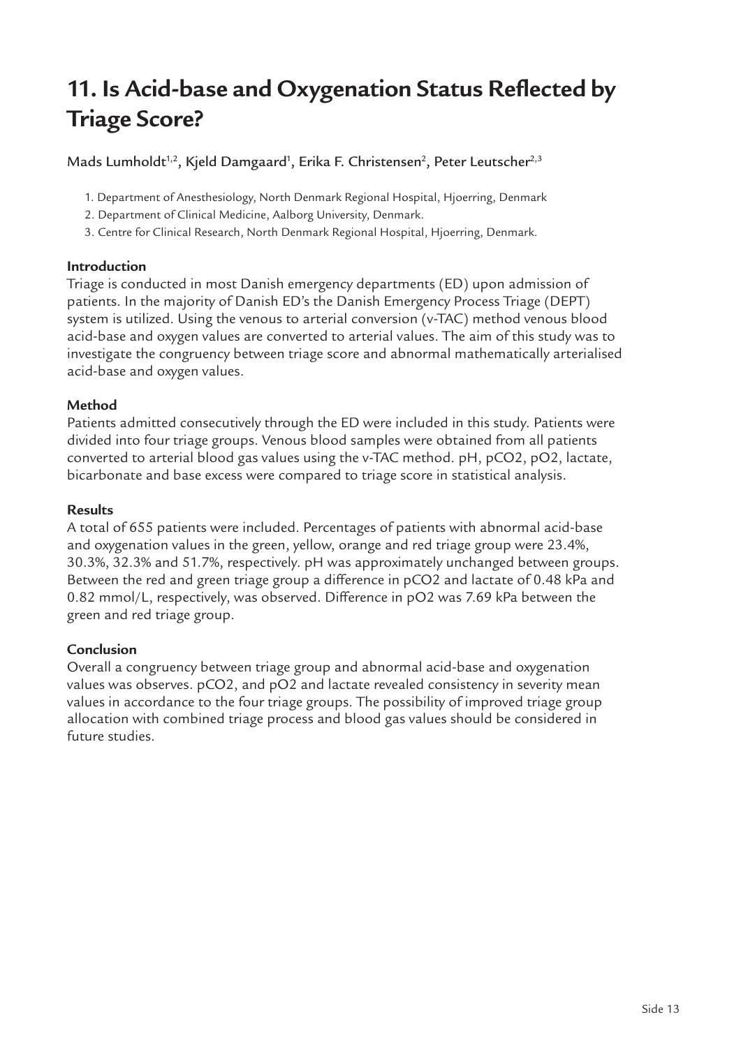# 11. Is Acid-base and Oxygenation Status Reflected by Triage Score?

Mads Lumholdt[1,2], Kjeld Damgaard[1], Erika F. Christensen[2], Peter Leutscher[2,3]

1. Department of Anesthesiology, North Denmark Regional Hospital, Hjoerring, Denmark
2. Department of Clinical Medicine, Aalborg University, Denmark.
3. Centre for Clinical Research, North Denmark Regional Hospital, Hjoerring, Denmark.

### Introduction

Triage is conducted in most Danish emergency departments (ED) upon admission of patients. In the majority of Danish ED's the Danish Emergency Process Triage (DEPT) system is utilized. Using the venous to arterial conversion (v-TAC) method venous blood acid-base and oxygen values are converted to arterial values. The aim of this study was to investigate the congruency between triage score and abnormal mathematically arterialised acid-base and oxygen values.

### Method

Patients admitted consecutively through the ED were included in this study. Patients were divided into four triage groups. Venous blood samples were obtained from all patients converted to arterial blood gas values using the v-TAC method. pH, $pCO_2$, $pO_2$, lactate, bicarbonate and base excess were compared to triage score in statistical analysis.

### Results

A total of 655 patients were included. Percentages of patients with abnormal acid-base and oxygenation values in the green, yellow, orange and red triage group were 23.4%, 30.3%, 32.3% and 51.7%, respectively. pH was approximately unchanged between groups. Between the red and green triage group a difference in $pCO_2$ and lactate of 0.48 kPa and 0.82 mmol/L, respectively, was observed. Difference in $pO_2$ was 7.69 kPa between the green and red triage group.

### Conclusion

Overall a congruency between triage group and abnormal acid-base and oxygenation values was observes. $pCO_2$, and $pO_2$ and lactate revealed consistency in severity mean values in accordance to the four triage groups. The possibility of improved triage group allocation with combined triage process and blood gas values should be considered in future studies.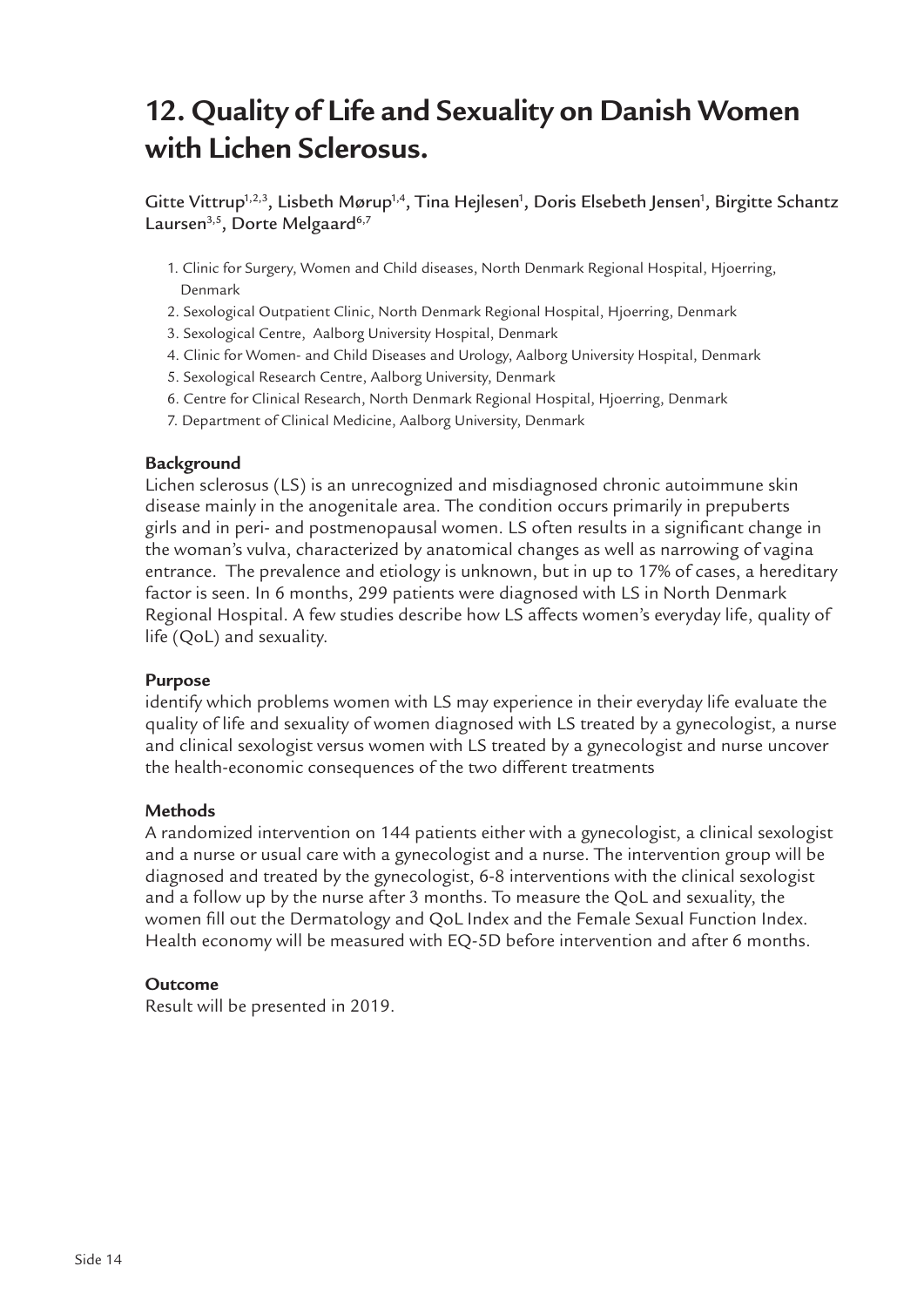# 12. Quality of Life and Sexuality on Danish Women with Lichen Sclerosus.

Gitte Vittrup[1,2,3], Lisbeth Mørup[1,4], Tina Hejlesen[1], Doris Elsebeth Jensen[1], Birgitte Schantz Laursen[3,5], Dorte Melgaard[6,7]

1. Clinic for Surgery, Women and Child diseases, North Denmark Regional Hospital, Hjoerring, Denmark
2. Sexological Outpatient Clinic, North Denmark Regional Hospital, Hjoerring, Denmark
3. Sexological Centre, Aalborg University Hospital, Denmark
4. Clinic for Women- and Child Diseases and Urology, Aalborg University Hospital, Denmark
5. Sexological Research Centre, Aalborg University, Denmark
6. Centre for Clinical Research, North Denmark Regional Hospital, Hjoerring, Denmark
7. Department of Clinical Medicine, Aalborg University, Denmark

**Background**

Lichen sclerosus (LS) is an unrecognized and misdiagnosed chronic autoimmune skin disease mainly in the anogenitale area. The condition occurs primarily in prepuberts girls and in peri- and postmenopausal women. LS often results in a significant change in the woman's vulva, characterized by anatomical changes as well as narrowing of vagina entrance. The prevalence and etiology is unknown, but in up to 17% of cases, a hereditary factor is seen. In 6 months, 299 patients were diagnosed with LS in North Denmark Regional Hospital. A few studies describe how LS affects women's everyday life, quality of life (QoL) and sexuality.

**Purpose**

identify which problems women with LS may experience in their everyday life evaluate the quality of life and sexuality of women diagnosed with LS treated by a gynecologist, a nurse and clinical sexologist versus women with LS treated by a gynecologist and nurse uncover the health-economic consequences of the two different treatments

**Methods**

A randomized intervention on 144 patients either with a gynecologist, a clinical sexologist and a nurse or usual care with a gynecologist and a nurse. The intervention group will be diagnosed and treated by the gynecologist, 6-8 interventions with the clinical sexologist and a follow up by the nurse after 3 months. To measure the QoL and sexuality, the women fill out the Dermatology and QoL Index and the Female Sexual Function Index. Health economy will be measured with EQ-5D before intervention and after 6 months.

**Outcome**

Result will be presented in 2019.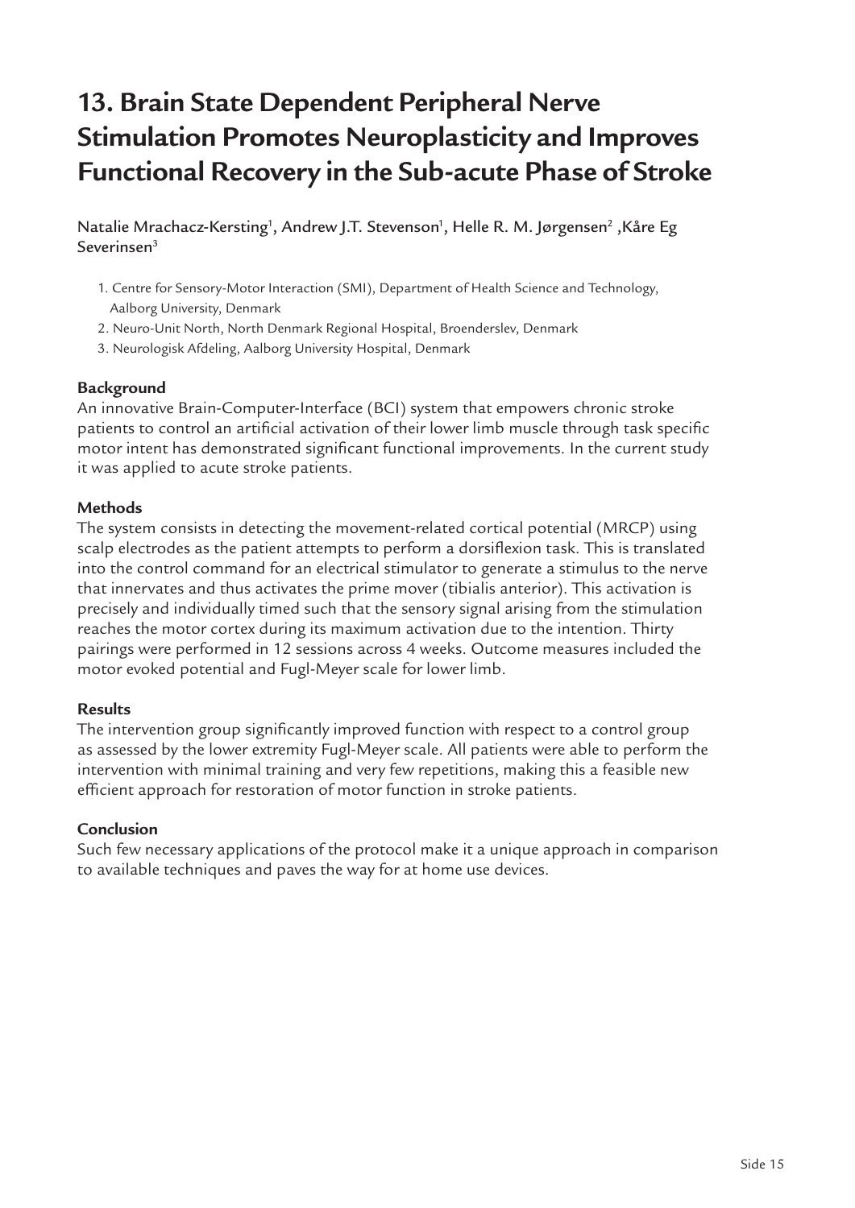# 13. Brain State Dependent Peripheral Nerve Stimulation Promotes Neuroplasticity and Improves Functional Recovery in the Sub-acute Phase of Stroke

Natalie Mrachacz-Kersting[1], Andrew J.T. Stevenson[1], Helle R. M. Jørgensen[2] ,Kåre Eg Severinsen[3]

1. Centre for Sensory-Motor Interaction (SMI), Department of Health Science and Technology, Aalborg University, Denmark
2. Neuro-Unit North, North Denmark Regional Hospital, Broenderslev, Denmark
3. Neurologisk Afdeling, Aalborg University Hospital, Denmark

**Background**

An innovative Brain-Computer-Interface (BCI) system that empowers chronic stroke patients to control an artificial activation of their lower limb muscle through task specific motor intent has demonstrated significant functional improvements. In the current study it was applied to acute stroke patients.

**Methods**

The system consists in detecting the movement-related cortical potential (MRCP) using scalp electrodes as the patient attempts to perform a dorsiflexion task. This is translated into the control command for an electrical stimulator to generate a stimulus to the nerve that innervates and thus activates the prime mover (tibialis anterior). This activation is precisely and individually timed such that the sensory signal arising from the stimulation reaches the motor cortex during its maximum activation due to the intention. Thirty pairings were performed in 12 sessions across 4 weeks. Outcome measures included the motor evoked potential and Fugl-Meyer scale for lower limb.

**Results**

The intervention group significantly improved function with respect to a control group as assessed by the lower extremity Fugl-Meyer scale. All patients were able to perform the intervention with minimal training and very few repetitions, making this a feasible new efficient approach for restoration of motor function in stroke patients.

**Conclusion**

Such few necessary applications of the protocol make it a unique approach in comparison to available techniques and paves the way for at home use devices.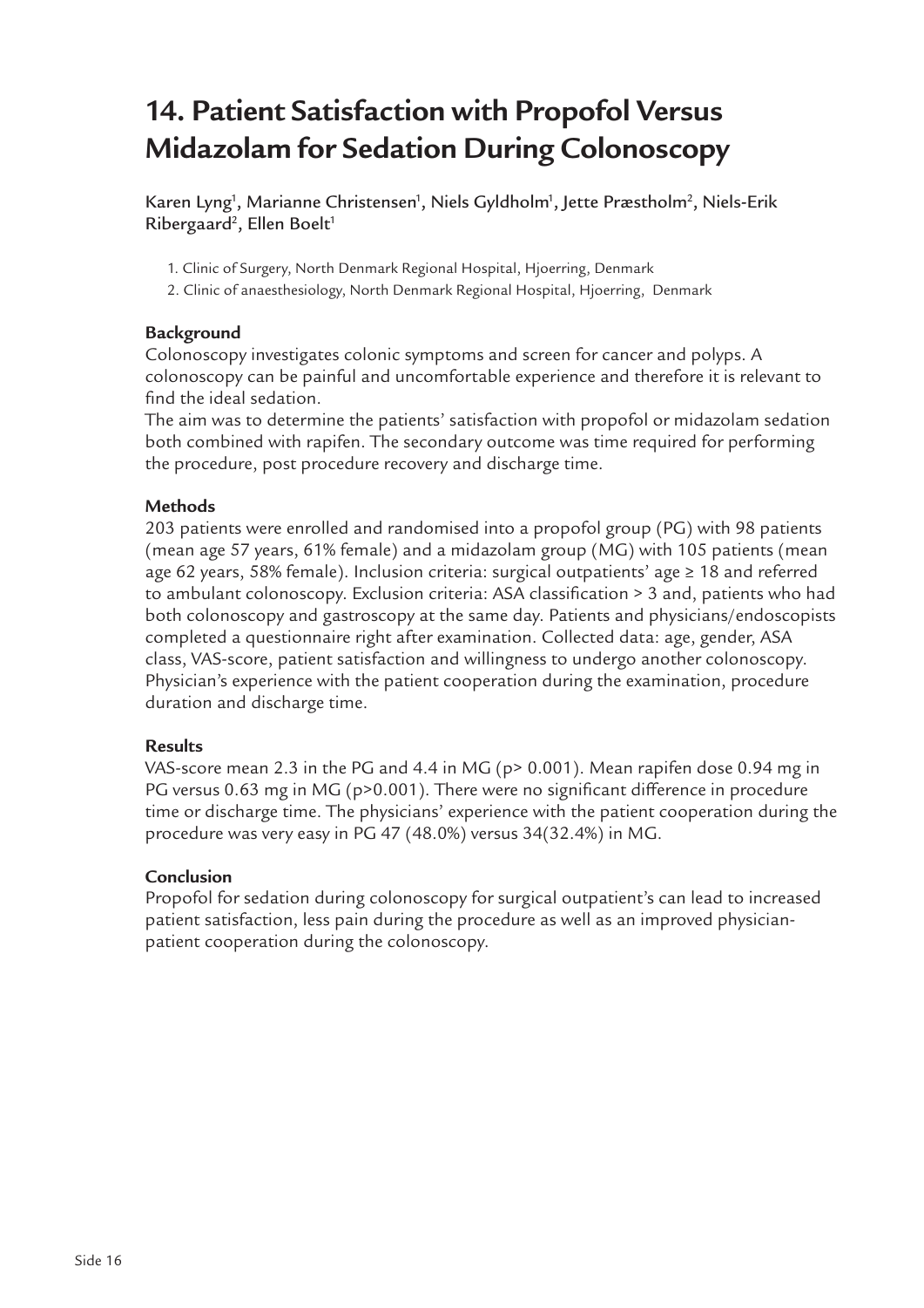# 14. Patient Satisfaction with Propofol Versus Midazolam for Sedation During Colonoscopy

Karen Lyng[1], Marianne Christensen[1], Niels Gyldholm[1], Jette Præstholm[2], Niels-Erik Ribergaard[2], Ellen Boelt[1]

1. Clinic of Surgery, North Denmark Regional Hospital, Hjoerring, Denmark
2. Clinic of anaesthesiology, North Denmark Regional Hospital, Hjoerring, Denmark

**Background**

Colonoscopy investigates colonic symptoms and screen for cancer and polyps. A colonoscopy can be painful and uncomfortable experience and therefore it is relevant to find the ideal sedation.

The aim was to determine the patients' satisfaction with propofol or midazolam sedation both combined with rapifen. The secondary outcome was time required for performing the procedure, post procedure recovery and discharge time.

**Methods**

203 patients were enrolled and randomised into a propofol group (PG) with 98 patients (mean age 57 years, 61% female) and a midazolam group (MG) with 105 patients (mean age 62 years, 58% female). Inclusion criteria: surgical outpatients' age ≥ 18 and referred to ambulant colonoscopy. Exclusion criteria: ASA classification > 3 and, patients who had both colonoscopy and gastroscopy at the same day. Patients and physicians/endoscopists completed a questionnaire right after examination. Collected data: age, gender, ASA class, VAS-score, patient satisfaction and willingness to undergo another colonoscopy. Physician's experience with the patient cooperation during the examination, procedure duration and discharge time.

**Results**

VAS-score mean 2.3 in the PG and 4.4 in MG ($p > 0.001$). Mean rapifen dose 0.94 mg in PG versus 0.63 mg in MG ($p > 0.001$). There were no significant difference in procedure time or discharge time. The physicians' experience with the patient cooperation during the procedure was very easy in PG 47 (48.0%) versus 34(32.4%) in MG.

**Conclusion**

Propofol for sedation during colonoscopy for surgical outpatient's can lead to increased patient satisfaction, less pain during the procedure as well as an improved physician-patient cooperation during the colonoscopy.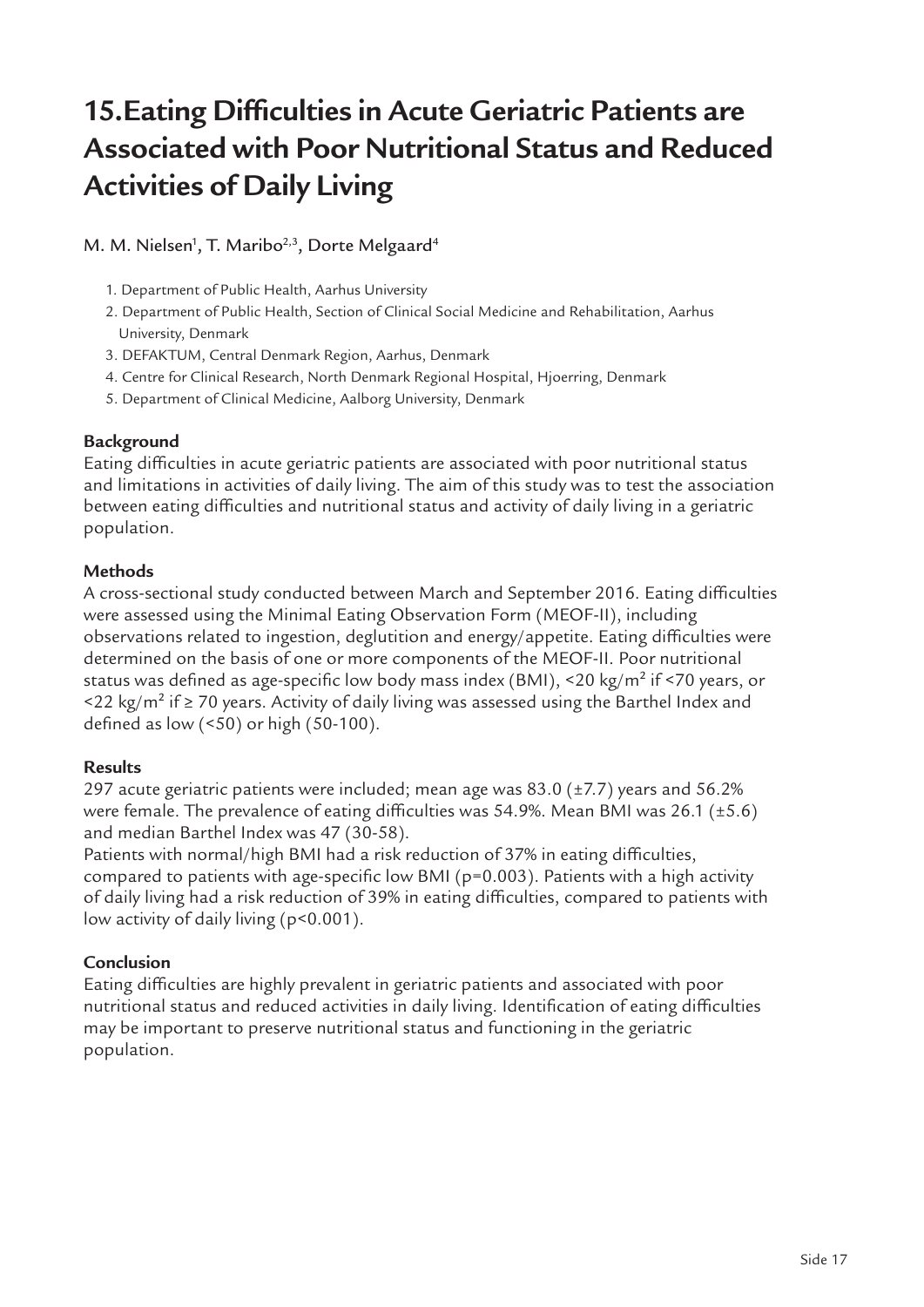# 15. Eating Difficulties in Acute Geriatric Patients are Associated with Poor Nutritional Status and Reduced Activities of Daily Living

M. M. Nielsen[1], T. Maribo[2,3], Dorte Melgaard[4]

1. Department of Public Health, Aarhus University
2. Department of Public Health, Section of Clinical Social Medicine and Rehabilitation, Aarhus University, Denmark
3. DEFAKTUM, Central Denmark Region, Aarhus, Denmark
4. Centre for Clinical Research, North Denmark Regional Hospital, Hjoerring, Denmark
5. Department of Clinical Medicine, Aalborg University, Denmark

**Background**

Eating difficulties in acute geriatric patients are associated with poor nutritional status and limitations in activities of daily living. The aim of this study was to test the association between eating difficulties and nutritional status and activity of daily living in a geriatric population.

**Methods**

A cross-sectional study conducted between March and September 2016. Eating difficulties were assessed using the Minimal Eating Observation Form (MEOF-II), including observations related to ingestion, deglutition and energy/appetite. Eating difficulties were determined on the basis of one or more components of the MEOF-II. Poor nutritional status was defined as age-specific low body mass index (BMI), <20 kg/m² if <70 years, or <22 kg/m² if ≥ 70 years. Activity of daily living was assessed using the Barthel Index and defined as low (<50) or high (50-100).

**Results**

297 acute geriatric patients were included; mean age was 83.0 (±7.7) years and 56.2% were female. The prevalence of eating difficulties was 54.9%. Mean BMI was 26.1 (±5.6) and median Barthel Index was 47 (30-58).

Patients with normal/high BMI had a risk reduction of 37% in eating difficulties, compared to patients with age-specific low BMI ($p=0.003$). Patients with a high activity of daily living had a risk reduction of 39% in eating difficulties, compared to patients with low activity of daily living ($p<0.001$).

**Conclusion**

Eating difficulties are highly prevalent in geriatric patients and associated with poor nutritional status and reduced activities in daily living. Identification of eating difficulties may be important to preserve nutritional status and functioning in the geriatric population.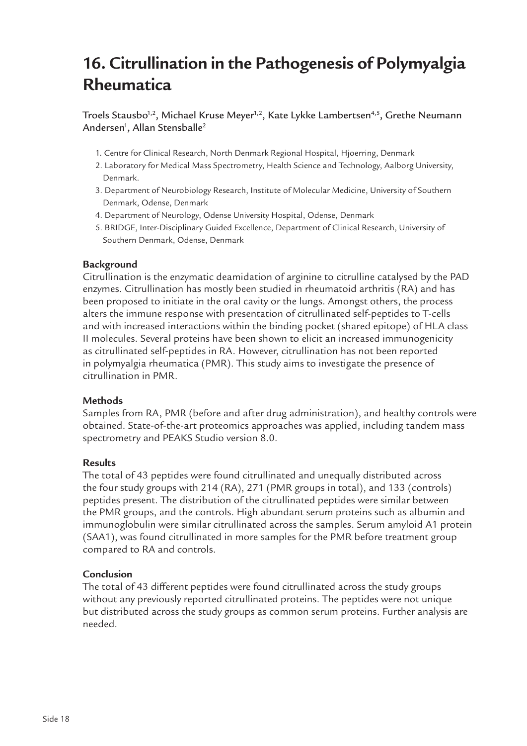# 16. Citrullination in the Pathogenesis of Polymyalgia Rheumatica

Troels Stausbo[1,2], Michael Kruse Meyer[1,2], Kate Lykke Lambertsen[4,5], Grethe Neumann Andersen[1], Allan Stensballe[2]

1. Centre for Clinical Research, North Denmark Regional Hospital, Hjoerring, Denmark
2. Laboratory for Medical Mass Spectrometry, Health Science and Technology, Aalborg University, Denmark.
3. Department of Neurobiology Research, Institute of Molecular Medicine, University of Southern Denmark, Odense, Denmark
4. Department of Neurology, Odense University Hospital, Odense, Denmark
5. BRIDGE, Inter-Disciplinary Guided Excellence, Department of Clinical Research, University of Southern Denmark, Odense, Denmark

**Background**

Citrullination is the enzymatic deamidation of arginine to citrulline catalysed by the PAD enzymes. Citrullination has mostly been studied in rheumatoid arthritis (RA) and has been proposed to initiate in the oral cavity or the lungs. Amongst others, the process alters the immune response with presentation of citrullinated self-peptides to T-cells and with increased interactions within the binding pocket (shared epitope) of HLA class II molecules. Several proteins have been shown to elicit an increased immunogenicity as citrullinated self-peptides in RA. However, citrullination has not been reported in polymyalgia rheumatica (PMR). This study aims to investigate the presence of citrullination in PMR.

**Methods**

Samples from RA, PMR (before and after drug administration), and healthy controls were obtained. State-of-the-art proteomics approaches was applied, including tandem mass spectrometry and PEAKS Studio version 8.0.

**Results**

The total of 43 peptides were found citrullinated and unequally distributed across the four study groups with 214 (RA), 271 (PMR groups in total), and 133 (controls) peptides present. The distribution of the citrullinated peptides were similar between the PMR groups, and the controls. High abundant serum proteins such as albumin and immunoglobulin were similar citrullinated across the samples. Serum amyloid A1 protein (SAA1), was found citrullinated in more samples for the PMR before treatment group compared to RA and controls.

**Conclusion**

The total of 43 different peptides were found citrullinated across the study groups without any previously reported citrullinated proteins. The peptides were not unique but distributed across the study groups as common serum proteins. Further analysis are needed.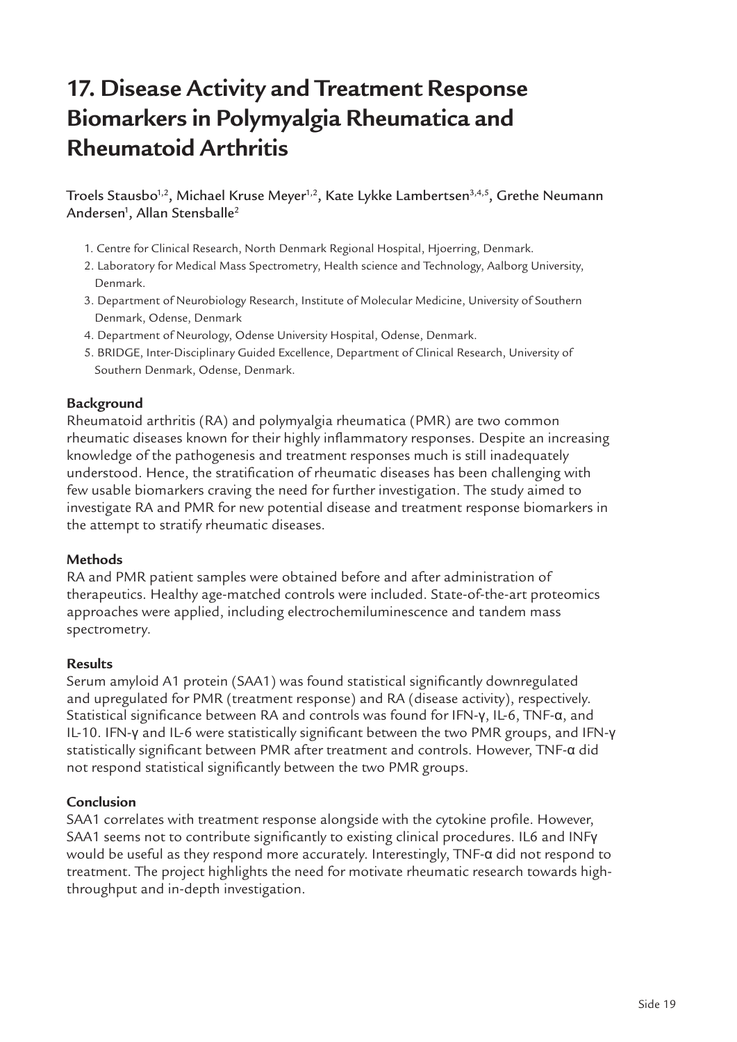# 17. Disease Activity and Treatment Response Biomarkers in Polymyalgia Rheumatica and Rheumatoid Arthritis

Troels Stausbo[1,2], Michael Kruse Meyer[1,2], Kate Lykke Lambertsen[3,4,5], Grethe Neumann Andersen[1], Allan Stensballe[2]

1. Centre for Clinical Research, North Denmark Regional Hospital, Hjoerring, Denmark.
2. Laboratory for Medical Mass Spectrometry, Health science and Technology, Aalborg University, Denmark.
3. Department of Neurobiology Research, Institute of Molecular Medicine, University of Southern Denmark, Odense, Denmark
4. Department of Neurology, Odense University Hospital, Odense, Denmark.
5. BRIDGE, Inter-Disciplinary Guided Excellence, Department of Clinical Research, University of Southern Denmark, Odense, Denmark.

**Background**

Rheumatoid arthritis (RA) and polymyalgia rheumatica (PMR) are two common rheumatic diseases known for their highly inflammatory responses. Despite an increasing knowledge of the pathogenesis and treatment responses much is still inadequately understood. Hence, the stratification of rheumatic diseases has been challenging with few usable biomarkers craving the need for further investigation. The study aimed to investigate RA and PMR for new potential disease and treatment response biomarkers in the attempt to stratify rheumatic diseases.

**Methods**

RA and PMR patient samples were obtained before and after administration of therapeutics. Healthy age-matched controls were included. State-of-the-art proteomics approaches were applied, including electrochemiluminescence and tandem mass spectrometry.

**Results**

Serum amyloid A1 protein (SAA1) was found statistical significantly downregulated and upregulated for PMR (treatment response) and RA (disease activity), respectively. Statistical significance between RA and controls was found for IFN-γ, IL-6, TNF-α, and IL-10. IFN-γ and IL-6 were statistically significant between the two PMR groups, and IFN-γ statistically significant between PMR after treatment and controls. However, TNF-α did not respond statistical significantly between the two PMR groups.

**Conclusion**

SAA1 correlates with treatment response alongside with the cytokine profile. However, SAA1 seems not to contribute significantly to existing clinical procedures. IL6 and INFγ would be useful as they respond more accurately. Interestingly, TNF-α did not respond to treatment. The project highlights the need for motivate rheumatic research towards high-throughput and in-depth investigation.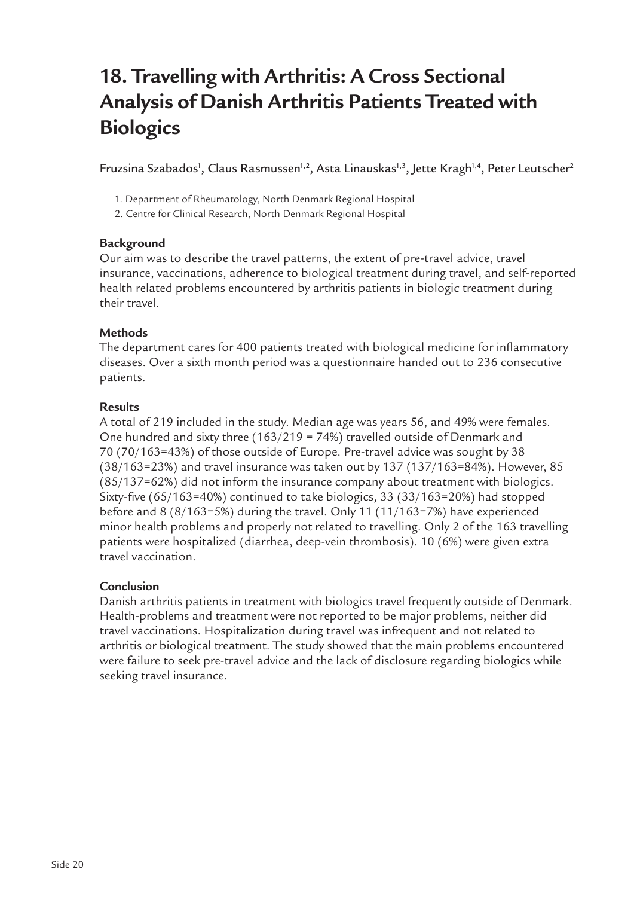# 18. Travelling with Arthritis: A Cross Sectional Analysis of Danish Arthritis Patients Treated with Biologics

Fruzsina Szabados[1], Claus Rasmussen[1,2], Asta Linauskas[1,3], Jette Kragh[1,4], Peter Leutscher[2]

1. Department of Rheumatology, North Denmark Regional Hospital
2. Centre for Clinical Research, North Denmark Regional Hospital

**Background**

Our aim was to describe the travel patterns, the extent of pre-travel advice, travel insurance, vaccinations, adherence to biological treatment during travel, and self-reported health related problems encountered by arthritis patients in biologic treatment during their travel.

**Methods**

The department cares for 400 patients treated with biological medicine for inflammatory diseases. Over a sixth month period was a questionnaire handed out to 236 consecutive patients.

**Results**

A total of 219 included in the study. Median age was years 56, and 49% were females. One hundred and sixty three (163/219 = 74%) travelled outside of Denmark and 70 (70/163=43%) of those outside of Europe. Pre-travel advice was sought by 38 (38/163=23%) and travel insurance was taken out by 137 (137/163=84%). However, 85 (85/137=62%) did not inform the insurance company about treatment with biologics. Sixty-five (65/163=40%) continued to take biologics, 33 (33/163=20%) had stopped before and 8 (8/163=5%) during the travel. Only 11 (11/163=7%) have experienced minor health problems and properly not related to travelling. Only 2 of the 163 travelling patients were hospitalized (diarrhea, deep-vein thrombosis). 10 (6%) were given extra travel vaccination.

**Conclusion**

Danish arthritis patients in treatment with biologics travel frequently outside of Denmark. Health-problems and treatment were not reported to be major problems, neither did travel vaccinations. Hospitalization during travel was infrequent and not related to arthritis or biological treatment. The study showed that the main problems encountered were failure to seek pre-travel advice and the lack of disclosure regarding biologics while seeking travel insurance.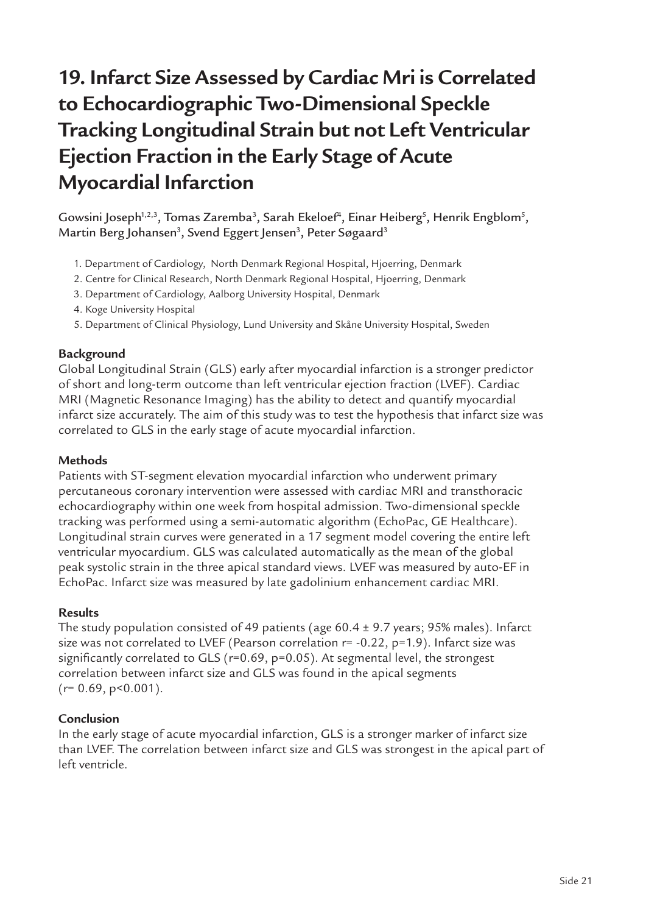# 19. Infarct Size Assessed by Cardiac Mri is Correlated to Echocardiographic Two-Dimensional Speckle Tracking Longitudinal Strain but not Left Ventricular Ejection Fraction in the Early Stage of Acute Myocardial Infarction

Gowsini Joseph[1,2,3], Tomas Zaremba[3], Sarah Ekeloef[4], Einar Heiberg[5], Henrik Engblom[5], Martin Berg Johansen[3], Svend Eggert Jensen[3], Peter Søgaard[3]

1. Department of Cardiology, North Denmark Regional Hospital, Hjoerring, Denmark
2. Centre for Clinical Research, North Denmark Regional Hospital, Hjoerring, Denmark
3. Department of Cardiology, Aalborg University Hospital, Denmark
4. Koge University Hospital
5. Department of Clinical Physiology, Lund University and Skåne University Hospital, Sweden

**Background**

Global Longitudinal Strain (GLS) early after myocardial infarction is a stronger predictor of short and long-term outcome than left ventricular ejection fraction (LVEF). Cardiac MRI (Magnetic Resonance Imaging) has the ability to detect and quantify myocardial infarct size accurately. The aim of this study was to test the hypothesis that infarct size was correlated to GLS in the early stage of acute myocardial infarction.

**Methods**

Patients with ST-segment elevation myocardial infarction who underwent primary percutaneous coronary intervention were assessed with cardiac MRI and transthoracic echocardiography within one week from hospital admission. Two-dimensional speckle tracking was performed using a semi-automatic algorithm (EchoPac, GE Healthcare). Longitudinal strain curves were generated in a 17 segment model covering the entire left ventricular myocardium. GLS was calculated automatically as the mean of the global peak systolic strain in the three apical standard views. LVEF was measured by auto-EF in EchoPac. Infarct size was measured by late gadolinium enhancement cardiac MRI.

**Results**

The study population consisted of 49 patients (age 60.4 ± 9.7 years; 95% males). Infarct size was not correlated to LVEF (Pearson correlation $r = -0.22$, $p = 1.9$). Infarct size was significantly correlated to GLS ($r = 0.69$, $p = 0.05$). At segmental level, the strongest correlation between infarct size and GLS was found in the apical segments ($r = 0.69$, $p < 0.001$).

**Conclusion**

In the early stage of acute myocardial infarction, GLS is a stronger marker of infarct size than LVEF. The correlation between infarct size and GLS was strongest in the apical part of left ventricle.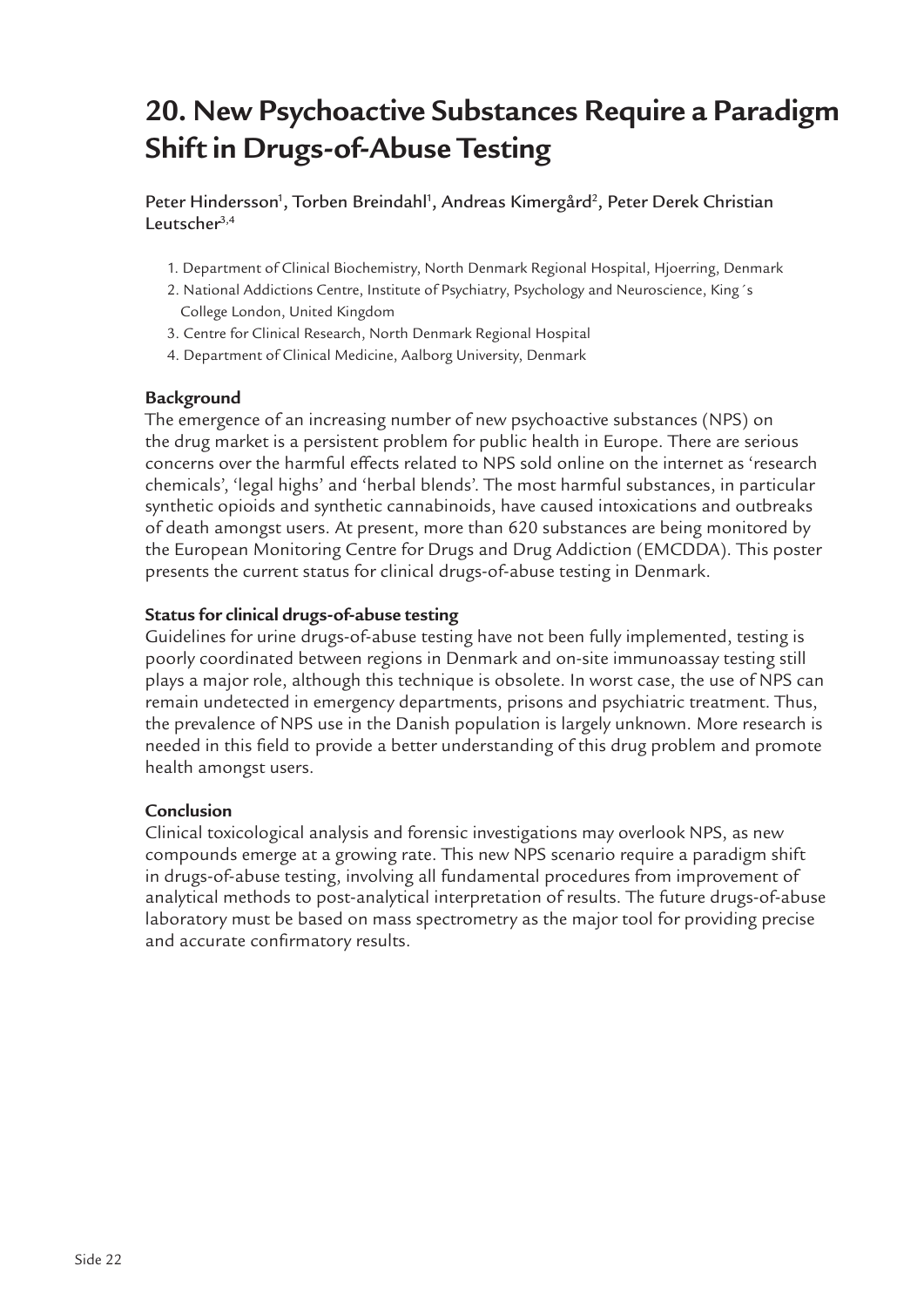# 20. New Psychoactive Substances Require a Paradigm Shift in Drugs-of-Abuse Testing

Peter Hindersson[1], Torben Breindahl[1], Andreas Kimergård[2], Peter Derek Christian Leutscher[3,4]

1. Department of Clinical Biochemistry, North Denmark Regional Hospital, Hjoerring, Denmark
2. National Addictions Centre, Institute of Psychiatry, Psychology and Neuroscience, King´s College London, United Kingdom
3. Centre for Clinical Research, North Denmark Regional Hospital
4. Department of Clinical Medicine, Aalborg University, Denmark

**Background**

The emergence of an increasing number of new psychoactive substances (NPS) on the drug market is a persistent problem for public health in Europe. There are serious concerns over the harmful effects related to NPS sold online on the internet as 'research chemicals', 'legal highs' and 'herbal blends'. The most harmful substances, in particular synthetic opioids and synthetic cannabinoids, have caused intoxications and outbreaks of death amongst users. At present, more than 620 substances are being monitored by the European Monitoring Centre for Drugs and Drug Addiction (EMCDDA). This poster presents the current status for clinical drugs-of-abuse testing in Denmark.

**Status for clinical drugs-of-abuse testing**

Guidelines for urine drugs-of-abuse testing have not been fully implemented, testing is poorly coordinated between regions in Denmark and on-site immunoassay testing still plays a major role, although this technique is obsolete. In worst case, the use of NPS can remain undetected in emergency departments, prisons and psychiatric treatment. Thus, the prevalence of NPS use in the Danish population is largely unknown. More research is needed in this field to provide a better understanding of this drug problem and promote health amongst users.

**Conclusion**

Clinical toxicological analysis and forensic investigations may overlook NPS, as new compounds emerge at a growing rate. This new NPS scenario require a paradigm shift in drugs-of-abuse testing, involving all fundamental procedures from improvement of analytical methods to post-analytical interpretation of results. The future drugs-of-abuse laboratory must be based on mass spectrometry as the major tool for providing precise and accurate confirmatory results.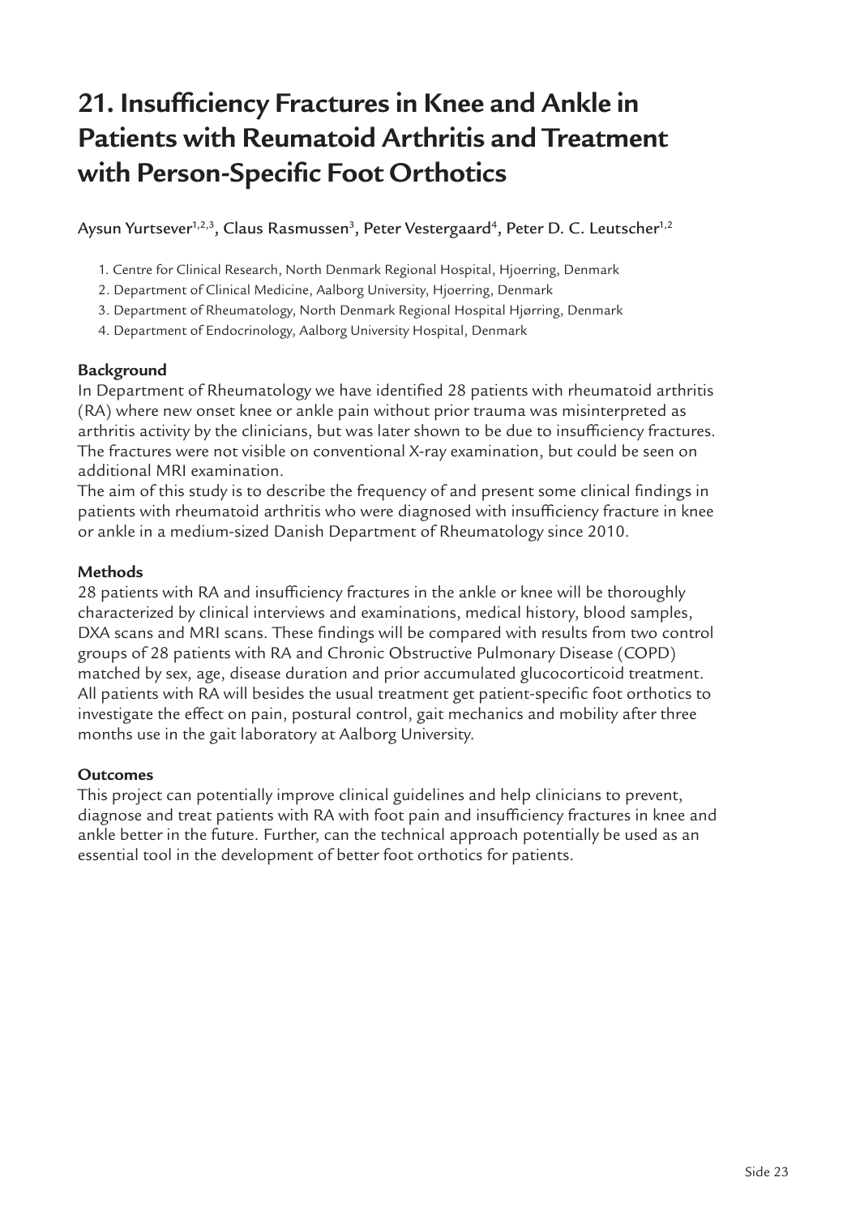# 21. Insufficiency Fractures in Knee and Ankle in Patients with Reumatoid Arthritis and Treatment with Person-Specific Foot Orthotics

Aysun Yurtsever[1,2,3], Claus Rasmussen[3], Peter Vestergaard[4], Peter D. C. Leutscher[1,2]

1. Centre for Clinical Research, North Denmark Regional Hospital, Hjoerring, Denmark
2. Department of Clinical Medicine, Aalborg University, Hjoerring, Denmark
3. Department of Rheumatology, North Denmark Regional Hospital Hjørring, Denmark
4. Department of Endocrinology, Aalborg University Hospital, Denmark

**Background**

In Department of Rheumatology we have identified 28 patients with rheumatoid arthritis (RA) where new onset knee or ankle pain without prior trauma was misinterpreted as arthritis activity by the clinicians, but was later shown to be due to insufficiency fractures. The fractures were not visible on conventional X-ray examination, but could be seen on additional MRI examination.

The aim of this study is to describe the frequency of and present some clinical findings in patients with rheumatoid arthritis who were diagnosed with insufficiency fracture in knee or ankle in a medium-sized Danish Department of Rheumatology since 2010.

**Methods**

28 patients with RA and insufficiency fractures in the ankle or knee will be thoroughly characterized by clinical interviews and examinations, medical history, blood samples, DXA scans and MRI scans. These findings will be compared with results from two control groups of 28 patients with RA and Chronic Obstructive Pulmonary Disease (COPD) matched by sex, age, disease duration and prior accumulated glucocorticoid treatment. All patients with RA will besides the usual treatment get patient-specific foot orthotics to investigate the effect on pain, postural control, gait mechanics and mobility after three months use in the gait laboratory at Aalborg University.

**Outcomes**

This project can potentially improve clinical guidelines and help clinicians to prevent, diagnose and treat patients with RA with foot pain and insufficiency fractures in knee and ankle better in the future. Further, can the technical approach potentially be used as an essential tool in the development of better foot orthotics for patients.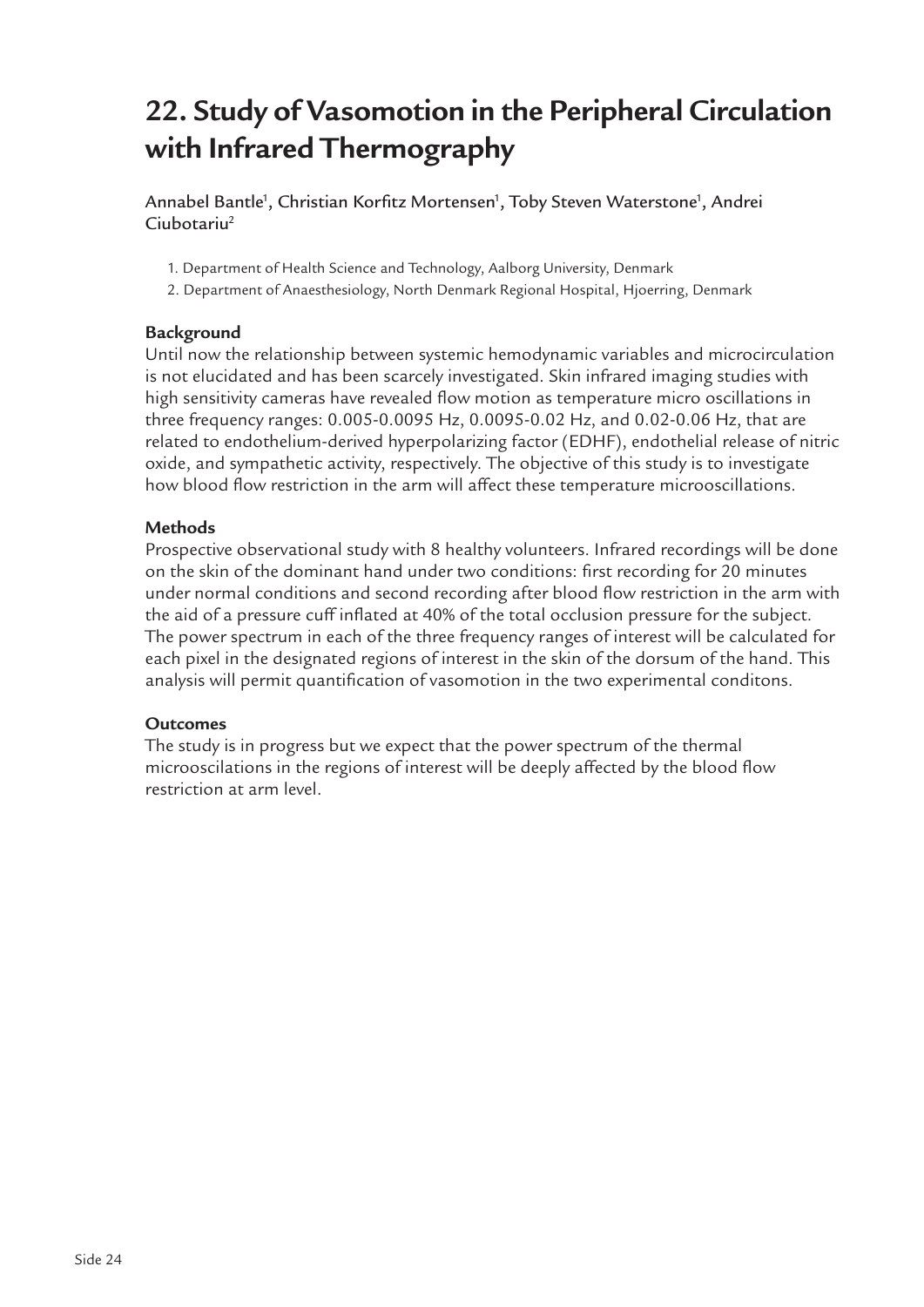# 22. Study of Vasomotion in the Peripheral Circulation with Infrared Thermography

Annabel Bantle[1], Christian Korfitz Mortensen[1], Toby Steven Waterstone[1], Andrei Ciubotariu[2]

1. Department of Health Science and Technology, Aalborg University, Denmark
2. Department of Anaesthesiology, North Denmark Regional Hospital, Hjoerring, Denmark

**Background**

Until now the relationship between systemic hemodynamic variables and microcirculation is not elucidated and has been scarcely investigated. Skin infrared imaging studies with high sensitivity cameras have revealed flow motion as temperature micro oscillations in three frequency ranges: 0.005-0.0095 Hz, 0.0095-0.02 Hz, and 0.02-0.06 Hz, that are related to endothelium-derived hyperpolarizing factor (EDHF), endothelial release of nitric oxide, and sympathetic activity, respectively. The objective of this study is to investigate how blood flow restriction in the arm will affect these temperature microoscillations.

**Methods**

Prospective observational study with 8 healthy volunteers. Infrared recordings will be done on the skin of the dominant hand under two conditions: first recording for 20 minutes under normal conditions and second recording after blood flow restriction in the arm with the aid of a pressure cuff inflated at 40% of the total occlusion pressure for the subject. The power spectrum in each of the three frequency ranges of interest will be calculated for each pixel in the designated regions of interest in the skin of the dorsum of the hand. This analysis will permit quantification of vasomotion in the two experimental conditons.

**Outcomes**

The study is in progress but we expect that the power spectrum of the thermal microoscilations in the regions of interest will be deeply affected by the blood flow restriction at arm level.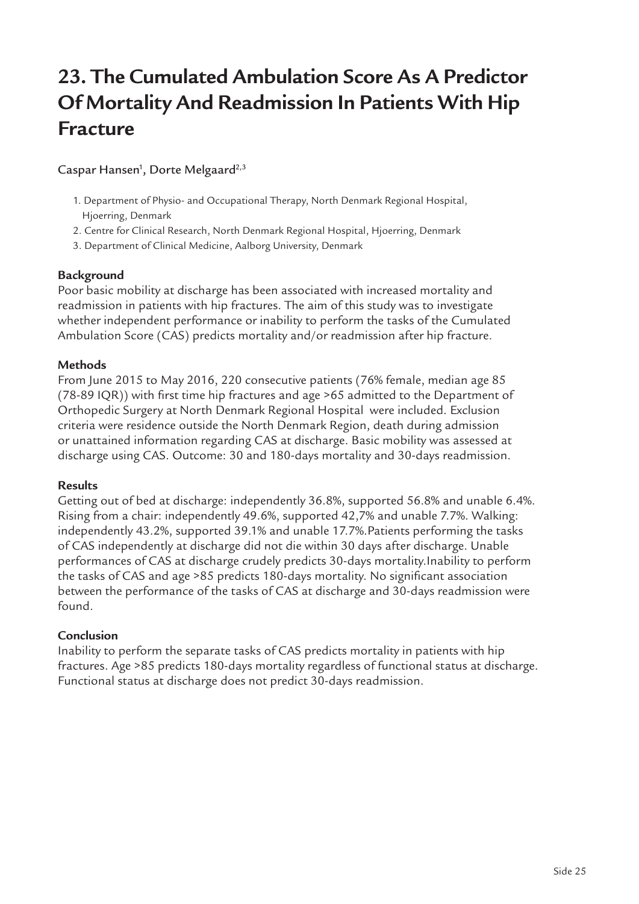# 23. The Cumulated Ambulation Score As A Predictor Of Mortality And Readmission In Patients With Hip Fracture

Caspar Hansen[1], Dorte Melgaard[2,3]

1. Department of Physio- and Occupational Therapy, North Denmark Regional Hospital, Hjoerring, Denmark
2. Centre for Clinical Research, North Denmark Regional Hospital, Hjoerring, Denmark
3. Department of Clinical Medicine, Aalborg University, Denmark

**Background**

Poor basic mobility at discharge has been associated with increased mortality and readmission in patients with hip fractures. The aim of this study was to investigate whether independent performance or inability to perform the tasks of the Cumulated Ambulation Score (CAS) predicts mortality and/or readmission after hip fracture.

**Methods**

From June 2015 to May 2016, 220 consecutive patients (76% female, median age 85 (78-89 IQR)) with first time hip fractures and age >65 admitted to the Department of Orthopedic Surgery at North Denmark Regional Hospital were included. Exclusion criteria were residence outside the North Denmark Region, death during admission or unattained information regarding CAS at discharge. Basic mobility was assessed at discharge using CAS. Outcome: 30 and 180-days mortality and 30-days readmission.

**Results**

Getting out of bed at discharge: independently 36.8%, supported 56.8% and unable 6.4%. Rising from a chair: independently 49.6%, supported 42,7% and unable 7.7%. Walking: independently 43.2%, supported 39.1% and unable 17.7%.Patients performing the tasks of CAS independently at discharge did not die within 30 days after discharge. Unable performances of CAS at discharge crudely predicts 30-days mortality.Inability to perform the tasks of CAS and age >85 predicts 180-days mortality. No significant association between the performance of the tasks of CAS at discharge and 30-days readmission were found.

**Conclusion**

Inability to perform the separate tasks of CAS predicts mortality in patients with hip fractures. Age >85 predicts 180-days mortality regardless of functional status at discharge. Functional status at discharge does not predict 30-days readmission.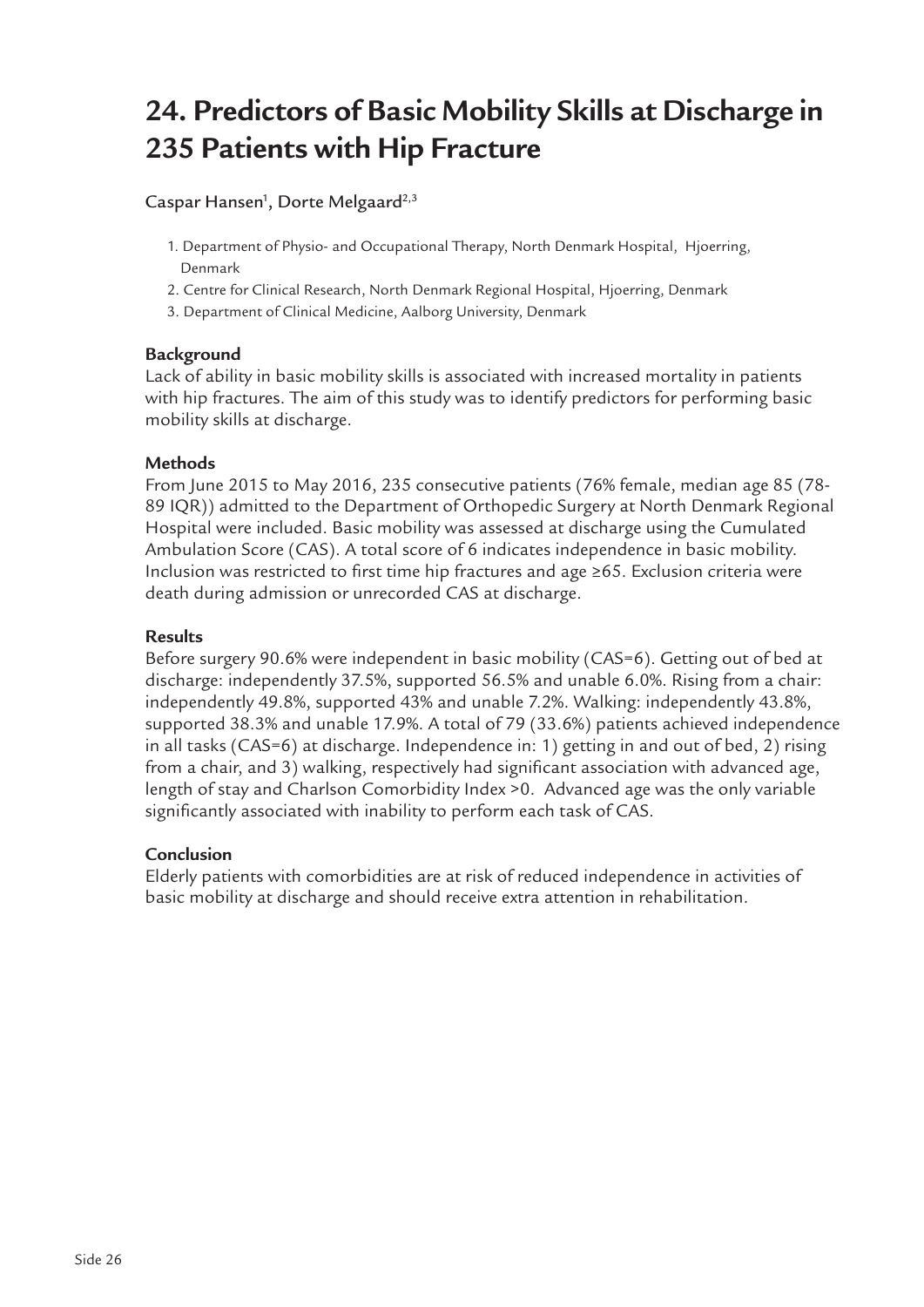# 24. Predictors of Basic Mobility Skills at Discharge in 235 Patients with Hip Fracture

Caspar Hansen[1], Dorte Melgaard[2,3]

1. Department of Physio- and Occupational Therapy, North Denmark Hospital, Hjoerring, Denmark
2. Centre for Clinical Research, North Denmark Regional Hospital, Hjoerring, Denmark
3. Department of Clinical Medicine, Aalborg University, Denmark

### Background

Lack of ability in basic mobility skills is associated with increased mortality in patients with hip fractures. The aim of this study was to identify predictors for performing basic mobility skills at discharge.

### Methods

From June 2015 to May 2016, 235 consecutive patients (76% female, median age 85 (78-89 IQR)) admitted to the Department of Orthopedic Surgery at North Denmark Regional Hospital were included. Basic mobility was assessed at discharge using the Cumulated Ambulation Score (CAS). A total score of 6 indicates independence in basic mobility. Inclusion was restricted to first time hip fractures and age ≥65. Exclusion criteria were death during admission or unrecorded CAS at discharge.

### Results

Before surgery 90.6% were independent in basic mobility (CAS=6). Getting out of bed at discharge: independently 37.5%, supported 56.5% and unable 6.0%. Rising from a chair: independently 49.8%, supported 43% and unable 7.2%. Walking: independently 43.8%, supported 38.3% and unable 17.9%. A total of 79 (33.6%) patients achieved independence in all tasks (CAS=6) at discharge. Independence in: 1) getting in and out of bed, 2) rising from a chair, and 3) walking, respectively had significant association with advanced age, length of stay and Charlson Comorbidity Index >0. Advanced age was the only variable significantly associated with inability to perform each task of CAS.

### Conclusion

Elderly patients with comorbidities are at risk of reduced independence in activities of basic mobility at discharge and should receive extra attention in rehabilitation.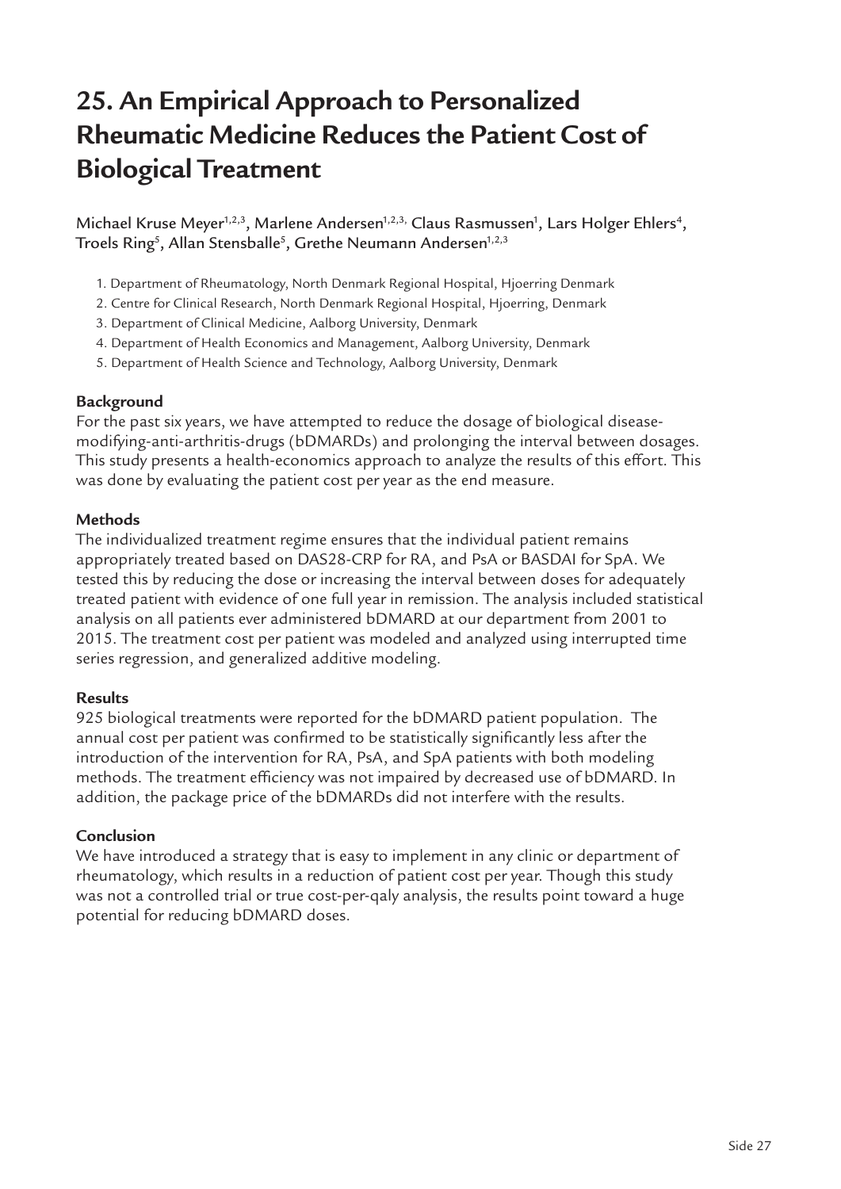# 25. An Empirical Approach to Personalized Rheumatic Medicine Reduces the Patient Cost of Biological Treatment

Michael Kruse Meyer[1,2,3], Marlene Andersen[1,2,3,] Claus Rasmussen[1], Lars Holger Ehlers[4], Troels Ring[5], Allan Stensballe[5], Grethe Neumann Andersen[1,2,3]

1. Department of Rheumatology, North Denmark Regional Hospital, Hjoerring Denmark
2. Centre for Clinical Research, North Denmark Regional Hospital, Hjoerring, Denmark
3. Department of Clinical Medicine, Aalborg University, Denmark
4. Department of Health Economics and Management, Aalborg University, Denmark
5. Department of Health Science and Technology, Aalborg University, Denmark

**Background**

For the past six years, we have attempted to reduce the dosage of biological disease-modifying-anti-arthritis-drugs (bDMARDs) and prolonging the interval between dosages. This study presents a health-economics approach to analyze the results of this effort. This was done by evaluating the patient cost per year as the end measure.

**Methods**

The individualized treatment regime ensures that the individual patient remains appropriately treated based on DAS28-CRP for RA, and PsA or BASDAI for SpA. We tested this by reducing the dose or increasing the interval between doses for adequately treated patient with evidence of one full year in remission. The analysis included statistical analysis on all patients ever administered bDMARD at our department from 2001 to 2015. The treatment cost per patient was modeled and analyzed using interrupted time series regression, and generalized additive modeling.

**Results**

925 biological treatments were reported for the bDMARD patient population. The annual cost per patient was confirmed to be statistically significantly less after the introduction of the intervention for RA, PsA, and SpA patients with both modeling methods. The treatment efficiency was not impaired by decreased use of bDMARD. In addition, the package price of the bDMARDs did not interfere with the results.

**Conclusion**

We have introduced a strategy that is easy to implement in any clinic or department of rheumatology, which results in a reduction of patient cost per year. Though this study was not a controlled trial or true cost-per-qaly analysis, the results point toward a huge potential for reducing bDMARD doses.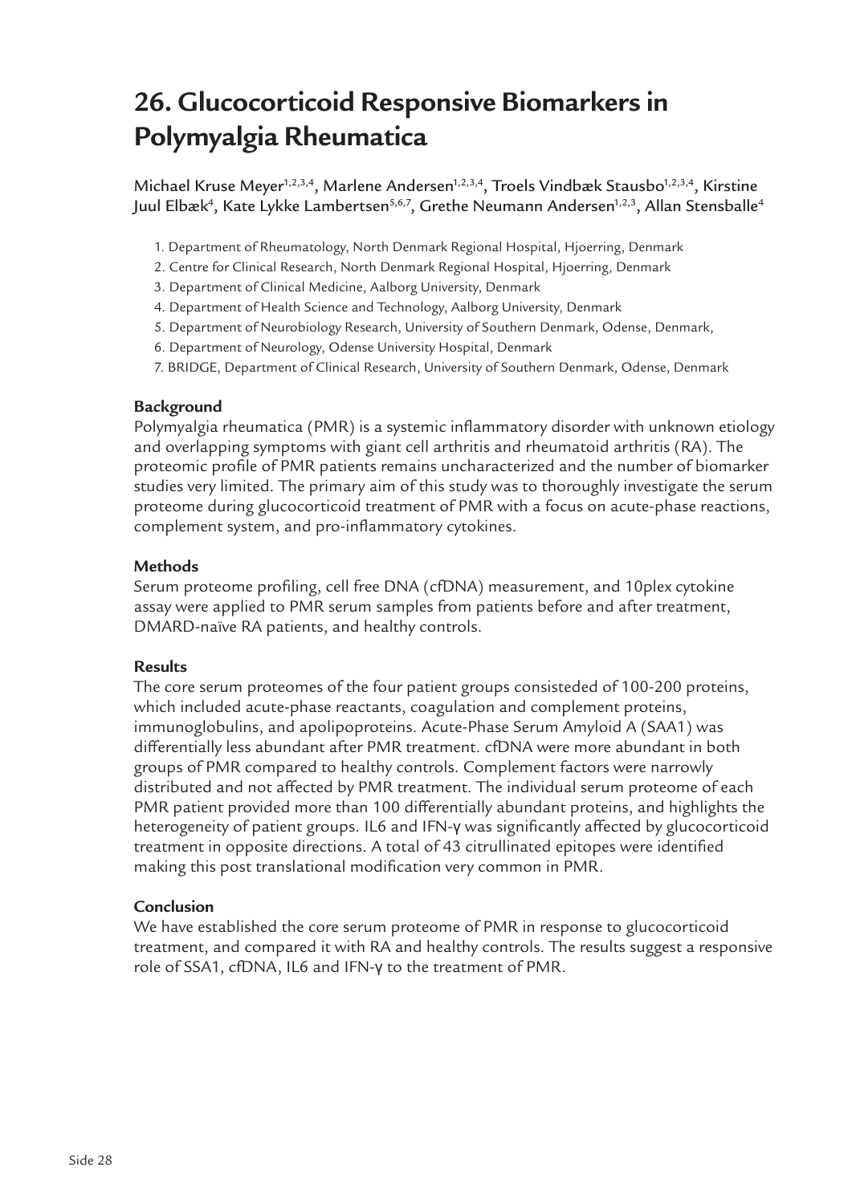# 26. Glucocorticoid Responsive Biomarkers in Polymyalgia Rheumatica

Michael Kruse Meyer[1,2,3,4], Marlene Andersen[1,2,3,4], Troels Vindbæk Stausbo[1,2,3,4], Kirstine Juul Elbæk[4], Kate Lykke Lambertsen[5,6,7], Grethe Neumann Andersen[1,2,3], Allan Stensballe[4]

1. Department of Rheumatology, North Denmark Regional Hospital, Hjoerring, Denmark
2. Centre for Clinical Research, North Denmark Regional Hospital, Hjoerring, Denmark
3. Department of Clinical Medicine, Aalborg University, Denmark
4. Department of Health Science and Technology, Aalborg University, Denmark
5. Department of Neurobiology Research, University of Southern Denmark, Odense, Denmark,
6. Department of Neurology, Odense University Hospital, Denmark
7. BRIDGE, Department of Clinical Research, University of Southern Denmark, Odense, Denmark

### Background

Polymyalgia rheumatica (PMR) is a systemic inflammatory disorder with unknown etiology and overlapping symptoms with giant cell arthritis and rheumatoid arthritis (RA). The proteomic profile of PMR patients remains uncharacterized and the number of biomarker studies very limited. The primary aim of this study was to thoroughly investigate the serum proteome during glucocorticoid treatment of PMR with a focus on acute-phase reactions, complement system, and pro-inflammatory cytokines.

### Methods

Serum proteome profiling, cell free DNA (cfDNA) measurement, and 10plex cytokine assay were applied to PMR serum samples from patients before and after treatment, DMARD-naïve RA patients, and healthy controls.

### Results

The core serum proteomes of the four patient groups consisteded of 100-200 proteins, which included acute-phase reactants, coagulation and complement proteins, immunoglobulins, and apolipoproteins. Acute-Phase Serum Amyloid A (SAA1) was differentially less abundant after PMR treatment. cfDNA were more abundant in both groups of PMR compared to healthy controls. Complement factors were narrowly distributed and not affected by PMR treatment. The individual serum proteome of each PMR patient provided more than 100 differentially abundant proteins, and highlights the heterogeneity of patient groups. IL6 and IFN-γ was significantly affected by glucocorticoid treatment in opposite directions. A total of 43 citrullinated epitopes were identified making this post translational modification very common in PMR.

### Conclusion

We have established the core serum proteome of PMR in response to glucocorticoid treatment, and compared it with RA and healthy controls. The results suggest a responsive role of SSA1, cfDNA, IL6 and IFN-γ to the treatment of PMR.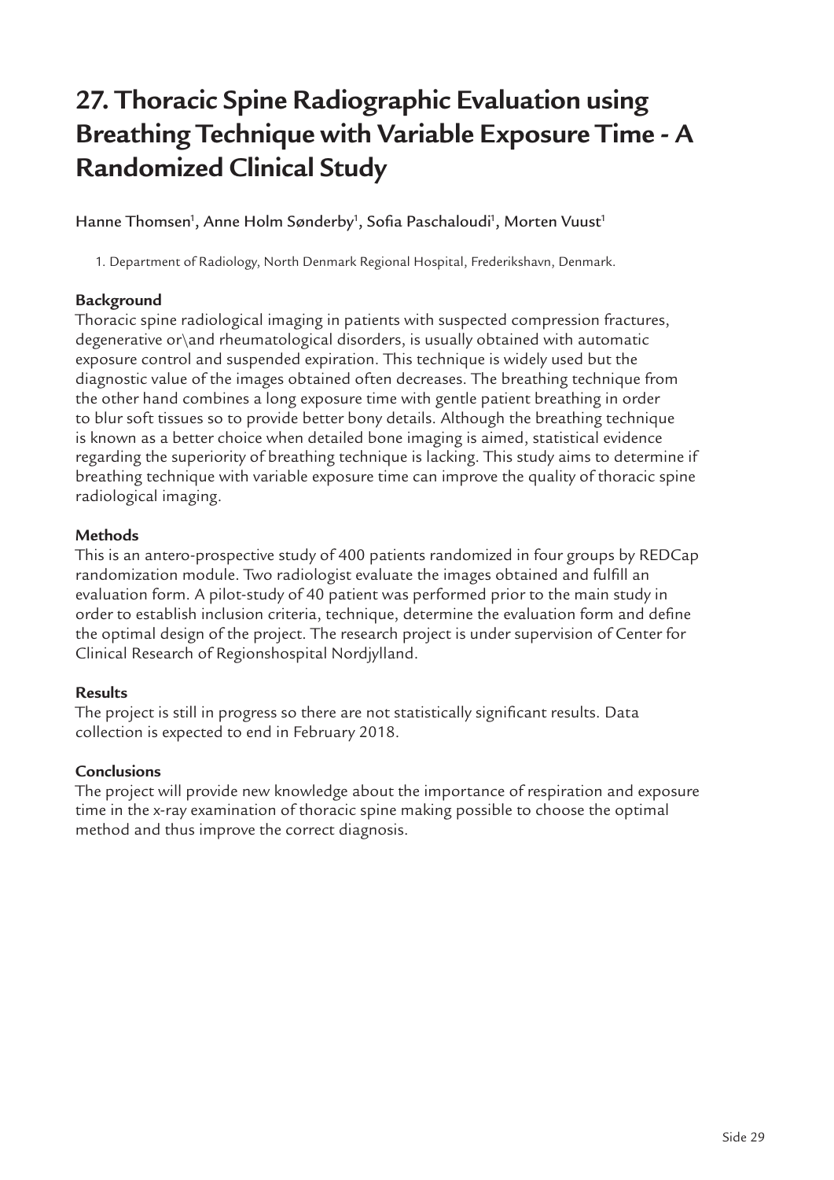# 27. Thoracic Spine Radiographic Evaluation using Breathing Technique with Variable Exposure Time - A Randomized Clinical Study

Hanne Thomsen[1], Anne Holm Sønderby[1], Sofia Paschaloudi[1], Morten Vuust[1]

1. Department of Radiology, North Denmark Regional Hospital, Frederikshavn, Denmark.

### Background

Thoracic spine radiological imaging in patients with suspected compression fractures, degenerative or\and rheumatological disorders, is usually obtained with automatic exposure control and suspended expiration. This technique is widely used but the diagnostic value of the images obtained often decreases. The breathing technique from the other hand combines a long exposure time with gentle patient breathing in order to blur soft tissues so to provide better bony details. Although the breathing technique is known as a better choice when detailed bone imaging is aimed, statistical evidence regarding the superiority of breathing technique is lacking. This study aims to determine if breathing technique with variable exposure time can improve the quality of thoracic spine radiological imaging.

### Methods

This is an antero-prospective study of 400 patients randomized in four groups by REDCap randomization module. Two radiologist evaluate the images obtained and fulfill an evaluation form. A pilot-study of 40 patient was performed prior to the main study in order to establish inclusion criteria, technique, determine the evaluation form and define the optimal design of the project. The research project is under supervision of Center for Clinical Research of Regionshospital Nordjylland.

### Results

The project is still in progress so there are not statistically significant results. Data collection is expected to end in February 2018.

### Conclusions

The project will provide new knowledge about the importance of respiration and exposure time in the x-ray examination of thoracic spine making possible to choose the optimal method and thus improve the correct diagnosis.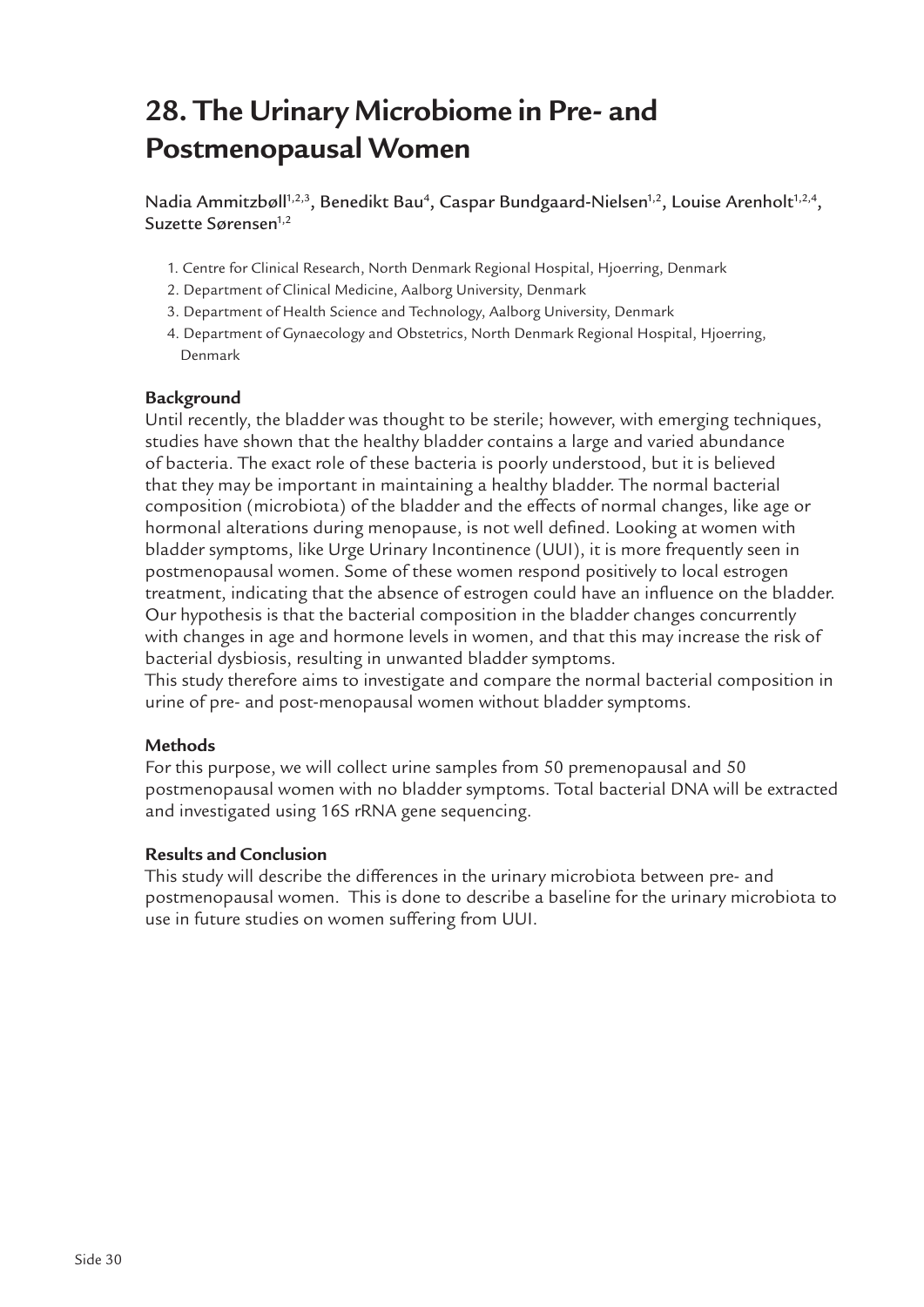# 28. The Urinary Microbiome in Pre- and Postmenopausal Women

Nadia Ammitzbøll[1,2,3], Benedikt Bau[4], Caspar Bundgaard-Nielsen[1,2], Louise Arenholt[1,2,4], Suzette Sørensen[1,2]

1. Centre for Clinical Research, North Denmark Regional Hospital, Hjoerring, Denmark
2. Department of Clinical Medicine, Aalborg University, Denmark
3. Department of Health Science and Technology, Aalborg University, Denmark
4. Department of Gynaecology and Obstetrics, North Denmark Regional Hospital, Hjoerring, Denmark

### Background

Until recently, the bladder was thought to be sterile; however, with emerging techniques, studies have shown that the healthy bladder contains a large and varied abundance of bacteria. The exact role of these bacteria is poorly understood, but it is believed that they may be important in maintaining a healthy bladder. The normal bacterial composition (microbiota) of the bladder and the effects of normal changes, like age or hormonal alterations during menopause, is not well defined. Looking at women with bladder symptoms, like Urge Urinary Incontinence (UUI), it is more frequently seen in postmenopausal women. Some of these women respond positively to local estrogen treatment, indicating that the absence of estrogen could have an influence on the bladder. Our hypothesis is that the bacterial composition in the bladder changes concurrently with changes in age and hormone levels in women, and that this may increase the risk of bacterial dysbiosis, resulting in unwanted bladder symptoms.
This study therefore aims to investigate and compare the normal bacterial composition in urine of pre- and post-menopausal women without bladder symptoms.

### Methods

For this purpose, we will collect urine samples from 50 premenopausal and 50 postmenopausal women with no bladder symptoms. Total bacterial DNA will be extracted and investigated using 16S rRNA gene sequencing.

### Results and Conclusion

This study will describe the differences in the urinary microbiota between pre- and postmenopausal women. This is done to describe a baseline for the urinary microbiota to use in future studies on women suffering from UUI.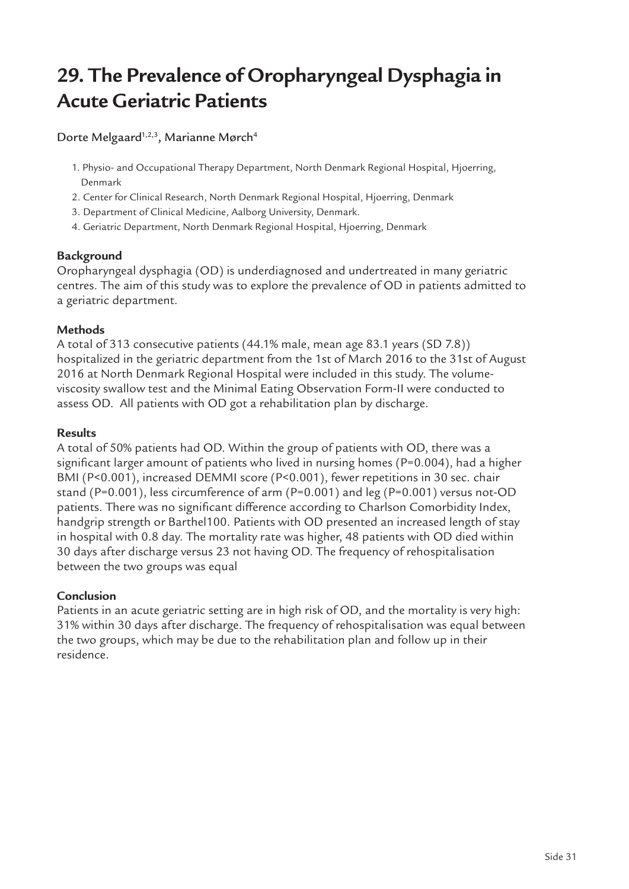# 29. The Prevalence of Oropharyngeal Dysphagia in Acute Geriatric Patients

Dorte Melgaard[1,2,3], Marianne Mørch[4]

1. Physio- and Occupational Therapy Department, North Denmark Regional Hospital, Hjoerring, Denmark
2. Center for Clinical Research, North Denmark Regional Hospital, Hjoerring, Denmark
3. Department of Clinical Medicine, Aalborg University, Denmark.
4. Geriatric Department, North Denmark Regional Hospital, Hjoerring, Denmark

**Background**
Oropharyngeal dysphagia (OD) is underdiagnosed and undertreated in many geriatric centres. The aim of this study was to explore the prevalence of OD in patients admitted to a geriatric department.

**Methods**
A total of 313 consecutive patients (44.1% male, mean age 83.1 years (SD 7.8)) hospitalized in the geriatric department from the 1st of March 2016 to the 31st of August 2016 at North Denmark Regional Hospital were included in this study. The volume-viscosity swallow test and the Minimal Eating Observation Form-II were conducted to assess OD. All patients with OD got a rehabilitation plan by discharge.

**Results**
A total of 50% patients had OD. Within the group of patients with OD, there was a significant larger amount of patients who lived in nursing homes ($P=0.004$), had a higher BMI ($P<0.001$), increased DEMMI score ($P<0.001$), fewer repetitions in 30 sec. chair stand ($P=0.001$), less circumference of arm ($P=0.001$) and leg ($P=0.001$) versus not-OD patients. There was no significant difference according to Charlson Comorbidity Index, handgrip strength or Barthel100. Patients with OD presented an increased length of stay in hospital with 0.8 day. The mortality rate was higher, 48 patients with OD died within 30 days after discharge versus 23 not having OD. The frequency of rehospitalisation between the two groups was equal

**Conclusion**
Patients in an acute geriatric setting are in high risk of OD, and the mortality is very high: 31% within 30 days after discharge. The frequency of rehospitalisation was equal between the two groups, which may be due to the rehabilitation plan and follow up in their residence.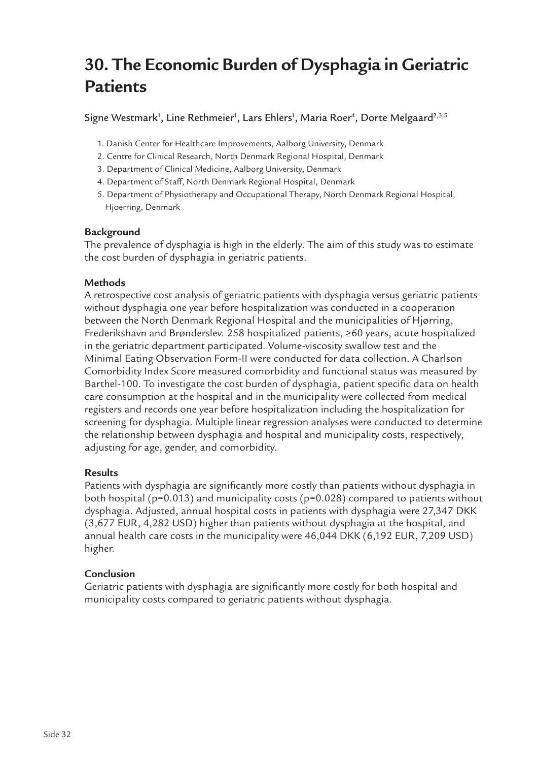# 30. The Economic Burden of Dysphagia in Geriatric Patients

Signe Westmark[1], Line Rethmeier[1], Lars Ehlers[1], Maria Roer[4], Dorte Melgaard[2,3,5]

1. Danish Center for Healthcare Improvements, Aalborg University, Denmark
2. Centre for Clinical Research, North Denmark Regional Hospital, Denmark
3. Department of Clinical Medicine, Aalborg University, Denmark
4. Department of Staff, North Denmark Regional Hospital, Denmark
5. Department of Physiotherapy and Occupational Therapy, North Denmark Regional Hospital, Hjoerring, Denmark

**Background**

The prevalence of dysphagia is high in the elderly. The aim of this study was to estimate the cost burden of dysphagia in geriatric patients.

**Methods**

A retrospective cost analysis of geriatric patients with dysphagia versus geriatric patients without dysphagia one year before hospitalization was conducted in a cooperation between the North Denmark Regional Hospital and the municipalities of Hjørring, Frederikshavn and Brønderslev. 258 hospitalized patients, ≥60 years, acute hospitalized in the geriatric department participated. Volume-viscosity swallow test and the Minimal Eating Observation Form-II were conducted for data collection. A Charlson Comorbidity Index Score measured comorbidity and functional status was measured by Barthel-100. To investigate the cost burden of dysphagia, patient specific data on health care consumption at the hospital and in the municipality were collected from medical registers and records one year before hospitalization including the hospitalization for screening for dysphagia. Multiple linear regression analyses were conducted to determine the relationship between dysphagia and hospital and municipality costs, respectively, adjusting for age, gender, and comorbidity.

**Results**

Patients with dysphagia are significantly more costly than patients without dysphagia in both hospital ($p=0.013$) and municipality costs ($p=0.028$) compared to patients without dysphagia. Adjusted, annual hospital costs in patients with dysphagia were 27,347 DKK (3,677 EUR, 4,282 USD) higher than patients without dysphagia at the hospital, and annual health care costs in the municipality were 46,044 DKK (6,192 EUR, 7,209 USD) higher.

**Conclusion**

Geriatric patients with dysphagia are significantly more costly for both hospital and municipality costs compared to geriatric patients without dysphagia.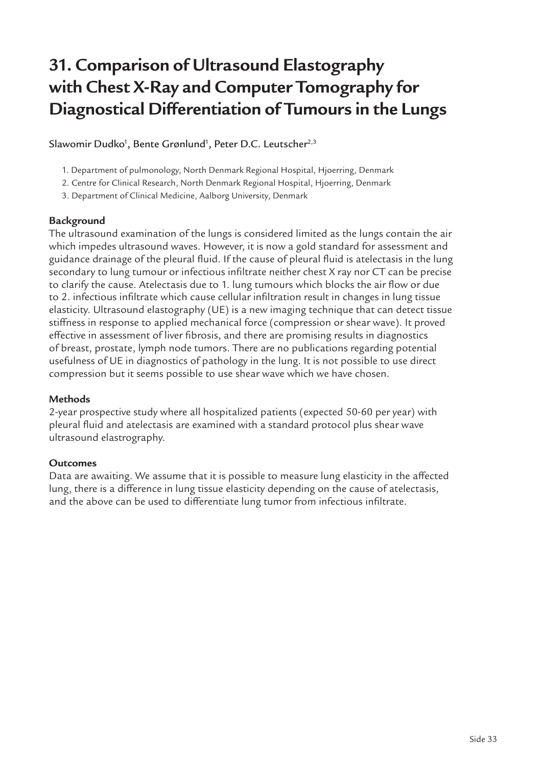# 31. Comparison of Ultrasound Elastography with Chest X-Ray and Computer Tomography for Diagnostical Differentiation of Tumours in the Lungs

Slawomir Dudko[1], Bente Grønlund[1], Peter D.C. Leutscher[2,3]

1. Department of pulmonology, North Denmark Regional Hospital, Hjoerring, Denmark
2. Centre for Clinical Research, North Denmark Regional Hospital, Hjoerring, Denmark
3. Department of Clinical Medicine, Aalborg University, Denmark

### Background

The ultrasound examination of the lungs is considered limited as the lungs contain the air which impedes ultrasound waves. However, it is now a gold standard for assessment and guidance drainage of the pleural fluid. If the cause of pleural fluid is atelectasis in the lung secondary to lung tumour or infectious infiltrate neither chest X ray nor CT can be precise to clarify the cause. Atelectasis due to 1. lung tumours which blocks the air flow or due to 2. infectious infiltrate which cause cellular infiltration result in changes in lung tissue elasticity. Ultrasound elastography (UE) is a new imaging technique that can detect tissue stiffness in response to applied mechanical force (compression or shear wave). It proved effective in assessment of liver fibrosis, and there are promising results in diagnostics of breast, prostate, lymph node tumors. There are no publications regarding potential usefulness of UE in diagnostics of pathology in the lung. It is not possible to use direct compression but it seems possible to use shear wave which we have chosen.

### Methods

2-year prospective study where all hospitalized patients (expected 50-60 per year) with pleural fluid and atelectasis are examined with a standard protocol plus shear wave ultrasound elastrography.

### Outcomes

Data are awaiting. We assume that it is possible to measure lung elasticity in the affected lung, there is a difference in lung tissue elasticity depending on the cause of atelectasis, and the above can be used to differentiate lung tumor from infectious infiltrate.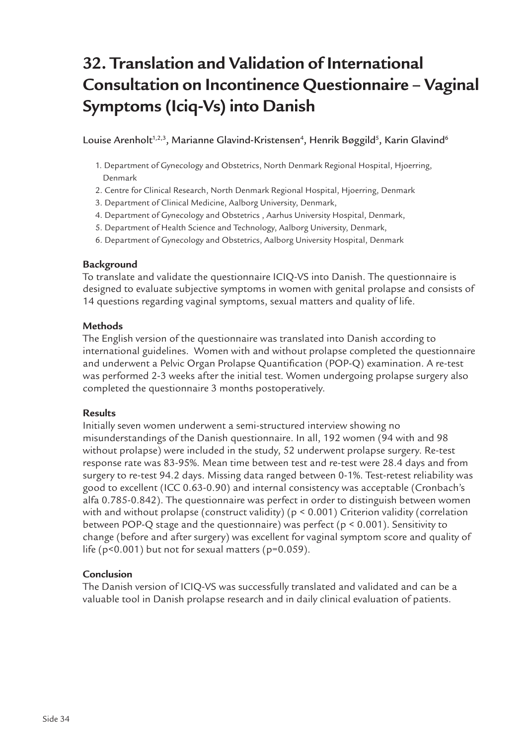# 32. Translation and Validation of International Consultation on Incontinence Questionnaire – Vaginal Symptoms (Iciq-Vs) into Danish

Louise Arenholt[1,2,3], Marianne Glavind-Kristensen[4], Henrik Bøggild[5], Karin Glavind[6]

1. Department of Gynecology and Obstetrics, North Denmark Regional Hospital, Hjoerring, Denmark
2. Centre for Clinical Research, North Denmark Regional Hospital, Hjoerring, Denmark
3. Department of Clinical Medicine, Aalborg University, Denmark,
4. Department of Gynecology and Obstetrics , Aarhus University Hospital, Denmark,
5. Department of Health Science and Technology, Aalborg University, Denmark,
6. Department of Gynecology and Obstetrics, Aalborg University Hospital, Denmark

**Background**

To translate and validate the questionnaire ICIQ-VS into Danish. The questionnaire is designed to evaluate subjective symptoms in women with genital prolapse and consists of 14 questions regarding vaginal symptoms, sexual matters and quality of life.

**Methods**

The English version of the questionnaire was translated into Danish according to international guidelines. Women with and without prolapse completed the questionnaire and underwent a Pelvic Organ Prolapse Quantification (POP-Q) examination. A re-test was performed 2-3 weeks after the initial test. Women undergoing prolapse surgery also completed the questionnaire 3 months postoperatively.

**Results**

Initially seven women underwent a semi-structured interview showing no misunderstandings of the Danish questionnaire. In all, 192 women (94 with and 98 without prolapse) were included in the study, 52 underwent prolapse surgery. Re-test response rate was 83-95%. Mean time between test and re-test were 28.4 days and from surgery to re-test 94.2 days. Missing data ranged between 0-1%. Test-retest reliability was good to excellent (ICC 0.63-0.90) and internal consistency was acceptable (Cronbach's alfa 0.785-0.842). The questionnaire was perfect in order to distinguish between women with and without prolapse (construct validity) ($p < 0.001$) Criterion validity (correlation between POP-Q stage and the questionnaire) was perfect ($p < 0.001$). Sensitivity to change (before and after surgery) was excellent for vaginal symptom score and quality of life ($p<0.001$) but not for sexual matters ($p=0.059$).

**Conclusion**

The Danish version of ICIQ-VS was successfully translated and validated and can be a valuable tool in Danish prolapse research and in daily clinical evaluation of patients.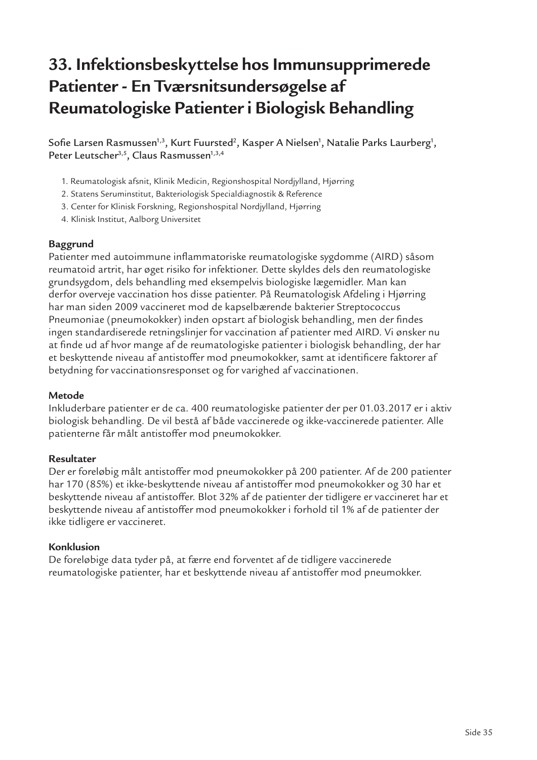# 33. Infektionsbeskyttelse hos Immunsupprimerede Patienter - En Tværsnitsundersøgelse af Reumatologiske Patienter i Biologisk Behandling

Sofie Larsen Rasmussen[1,3], Kurt Fuursted[2], Kasper A Nielsen[1], Natalie Parks Laurberg[1], Peter Leutscher[3,5], Claus Rasmussen[1,3,4]

1. Reumatologisk afsnit, Klinik Medicin, Regionshospital Nordjylland, Hjørring
2. Statens Seruminstitut, Bakteriologisk Specialdiagnostik & Reference
3. Center for Klinisk Forskning, Regionshospital Nordjylland, Hjørring
4. Klinisk Institut, Aalborg Universitet

**Baggrund**

Patienter med autoimmune inflammatoriske reumatologiske sygdomme (AIRD) såsom reumatoid artrit, har øget risiko for infektioner. Dette skyldes dels den reumatologiske grundsygdom, dels behandling med eksempelvis biologiske lægemidler. Man kan derfor overveje vaccination hos disse patienter. På Reumatologisk Afdeling i Hjørring har man siden 2009 vaccineret mod de kapselbærende bakterier Streptococcus Pneumoniae (pneumokokker) inden opstart af biologisk behandling, men der findes ingen standardiserede retningslinjer for vaccination af patienter med AIRD. Vi ønsker nu at finde ud af hvor mange af de reumatologiske patienter i biologisk behandling, der har et beskyttende niveau af antistoffer mod pneumokokker, samt at identificere faktorer af betydning for vaccinationsresponset og for varighed af vaccinationen.

**Metode**

Inkluderbare patienter er de ca. 400 reumatologiske patienter der per 01.03.2017 er i aktiv biologisk behandling. De vil bestå af både vaccinerede og ikke-vaccinerede patienter. Alle patienterne får målt antistoffer mod pneumokokker.

**Resultater**

Der er foreløbig målt antistoffer mod pneumokokker på 200 patienter. Af de 200 patienter har 170 (85%) et ikke-beskyttende niveau af antistoffer mod pneumokokker og 30 har et beskyttende niveau af antistoffer. Blot 32% af de patienter der tidligere er vaccineret har et beskyttende niveau af antistoffer mod pneumokokker i forhold til 1% af de patienter der ikke tidligere er vaccineret.

**Konklusion**

De foreløbige data tyder på, at færre end forventet af de tidligere vaccinerede reumatologiske patienter, har et beskyttende niveau af antistoffer mod pneumokker.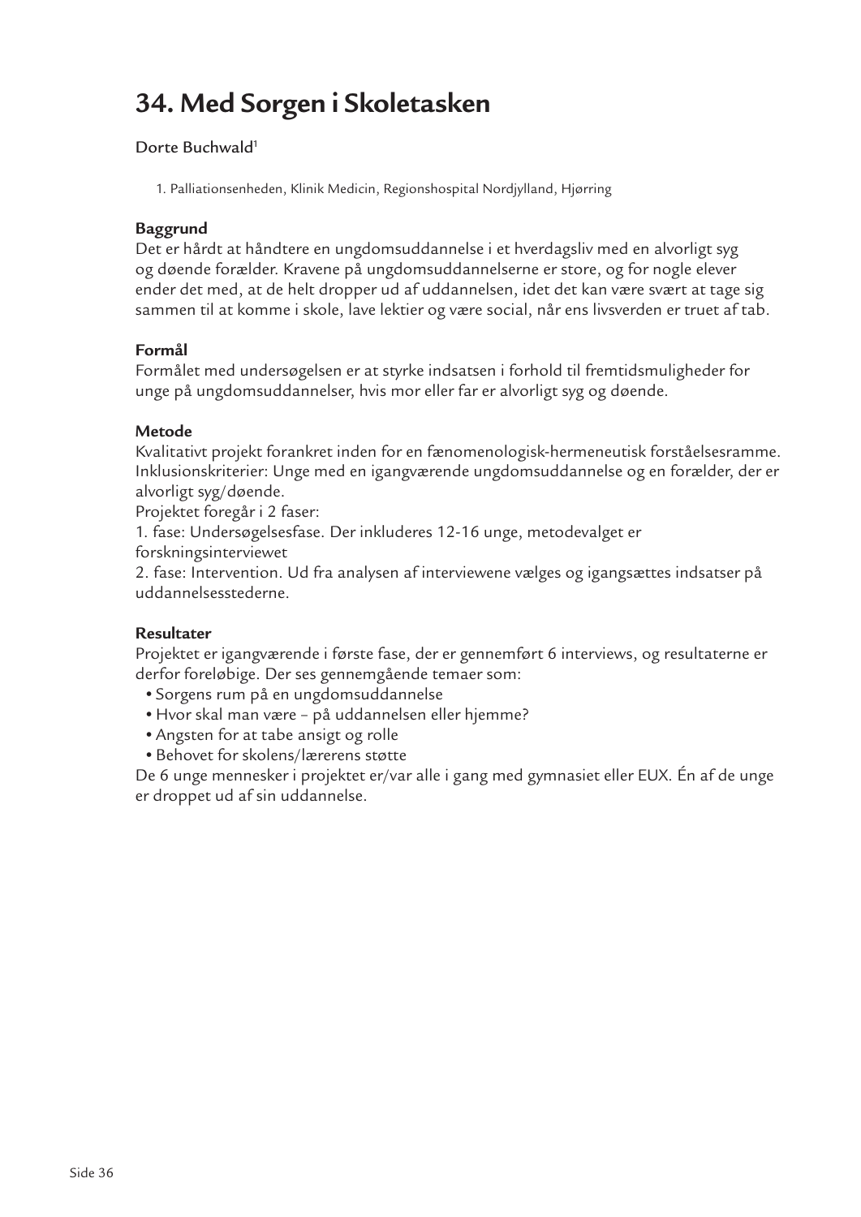# 34. Med Sorgen i Skoletasken

Dorte Buchwald[1]

1. Palliationsenheden, Klinik Medicin, Regionshospital Nordjylland, Hjørring

### Baggrund

Det er hårdt at håndtere en ungdomsuddannelse i et hverdagsliv med en alvorligt syg og døende forælder. Kravene på ungdomsuddannelserne er store, og for nogle elever ender det med, at de helt dropper ud af uddannelsen, idet det kan være svært at tage sig sammen til at komme i skole, lave lektier og være social, når ens livsverden er truet af tab.

### Formål

Formålet med undersøgelsen er at styrke indsatsen i forhold til fremtidsmuligheder for unge på ungdomsuddannelser, hvis mor eller far er alvorligt syg og døende.

### Metode

Kvalitativt projekt forankret inden for en fænomenologisk-hermeneutisk forståelsesramme. Inklusionskriterier: Unge med en igangværende ungdomsuddannelse og en forælder, der er alvorligt syg/døende.

Projektet foregår i 2 faser:

1. fase: Undersøgelsesfase. Der inkluderes 12-16 unge, metodevalget er forskningsinterviewet
2. fase: Intervention. Ud fra analysen af interviewene vælges og igangsættes indsatser på uddannelsesstederne.

### Resultater

Projektet er igangværende i første fase, der er gennemført 6 interviews, og resultaterne er derfor foreløbige. Der ses gennemgående temaer som:

- Sorgens rum på en ungdomsuddannelse
- Hvor skal man være – på uddannelsen eller hjemme?
- Angsten for at tabe ansigt og rolle
- Behovet for skolens/lærerens støtte

De 6 unge mennesker i projektet er/var alle i gang med gymnasiet eller EUX. Én af de unge er droppet ud af sin uddannelse.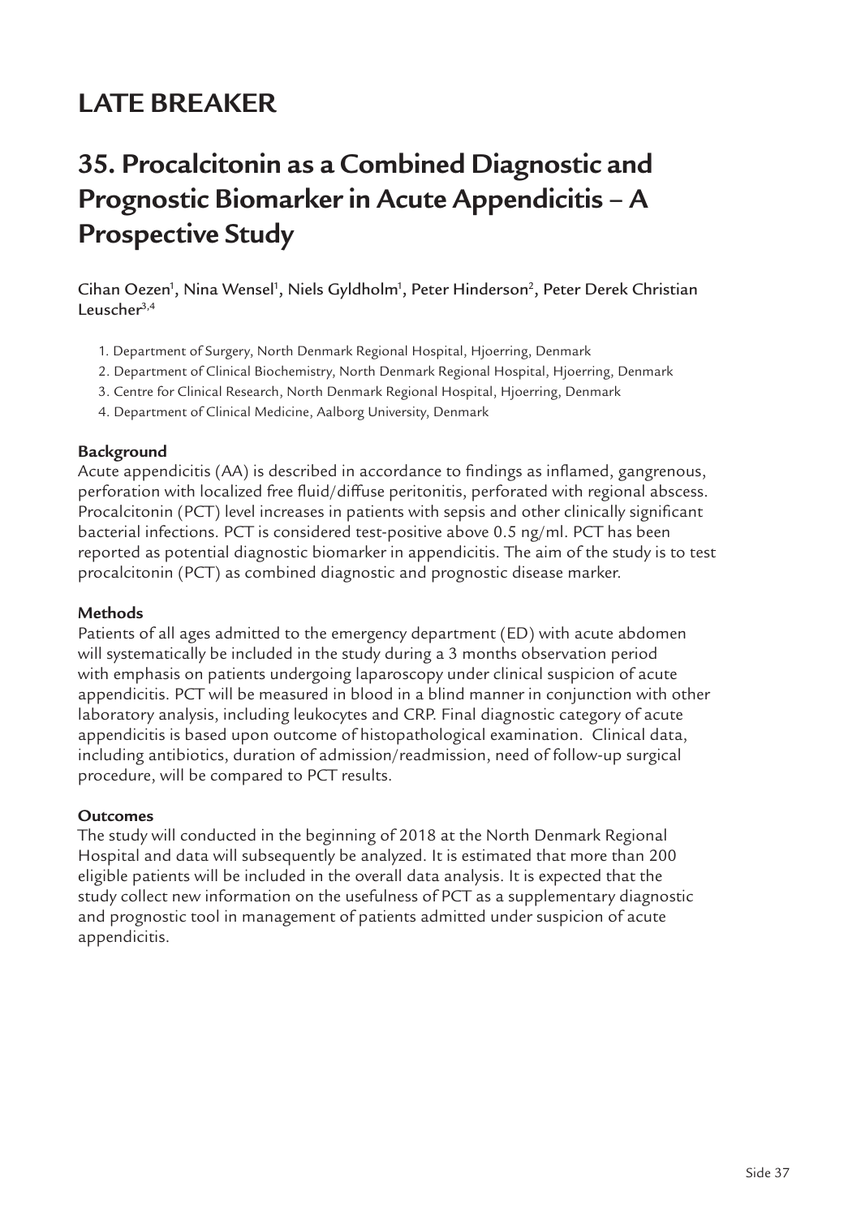# LATE BREAKER

## 35. Procalcitonin as a Combined Diagnostic and Prognostic Biomarker in Acute Appendicitis – A Prospective Study

Cihan Oezen[1], Nina Wensel[1], Niels Gyldholm[1], Peter Hinderson[2], Peter Derek Christian Leuscher[3,4]

1. Department of Surgery, North Denmark Regional Hospital, Hjoerring, Denmark
2. Department of Clinical Biochemistry, North Denmark Regional Hospital, Hjoerring, Denmark
3. Centre for Clinical Research, North Denmark Regional Hospital, Hjoerring, Denmark
4. Department of Clinical Medicine, Aalborg University, Denmark

**Background**

Acute appendicitis (AA) is described in accordance to findings as inflamed, gangrenous, perforation with localized free fluid/diffuse peritonitis, perforated with regional abscess. Procalcitonin (PCT) level increases in patients with sepsis and other clinically significant bacterial infections. PCT is considered test-positive above 0.5 ng/ml. PCT has been reported as potential diagnostic biomarker in appendicitis. The aim of the study is to test procalcitonin (PCT) as combined diagnostic and prognostic disease marker.

**Methods**

Patients of all ages admitted to the emergency department (ED) with acute abdomen will systematically be included in the study during a 3 months observation period with emphasis on patients undergoing laparoscopy under clinical suspicion of acute appendicitis. PCT will be measured in blood in a blind manner in conjunction with other laboratory analysis, including leukocytes and CRP. Final diagnostic category of acute appendicitis is based upon outcome of histopathological examination. Clinical data, including antibiotics, duration of admission/readmission, need of follow-up surgical procedure, will be compared to PCT results.

**Outcomes**

The study will conducted in the beginning of 2018 at the North Denmark Regional Hospital and data will subsequently be analyzed. It is estimated that more than 200 eligible patients will be included in the overall data analysis. It is expected that the study collect new information on the usefulness of PCT as a supplementary diagnostic and prognostic tool in management of patients admitted under suspicion of acute appendicitis.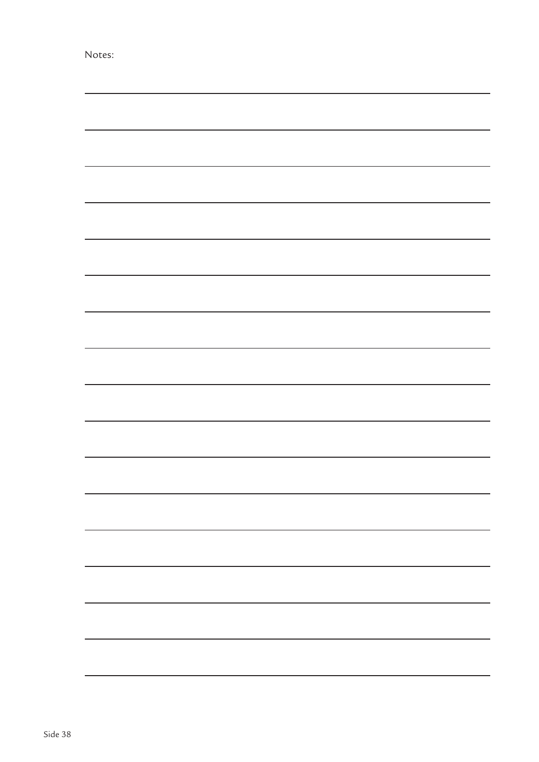Notes: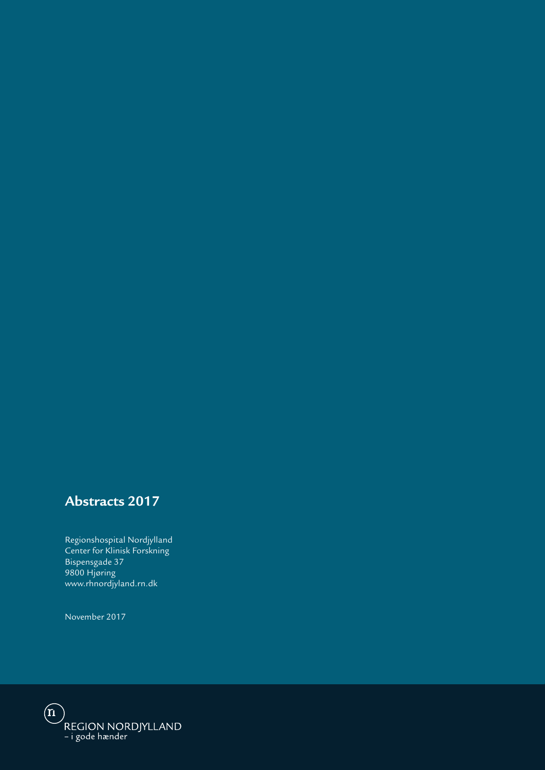## Abstracts 2017

Regionshospital Nordjylland
Center for Klinisk Forskning
Bispensgade 37
9800 Hjøring
www.rhnordjyland.rn.dk

November 2017

REGION NORDJYLLAND
– i gode hænder